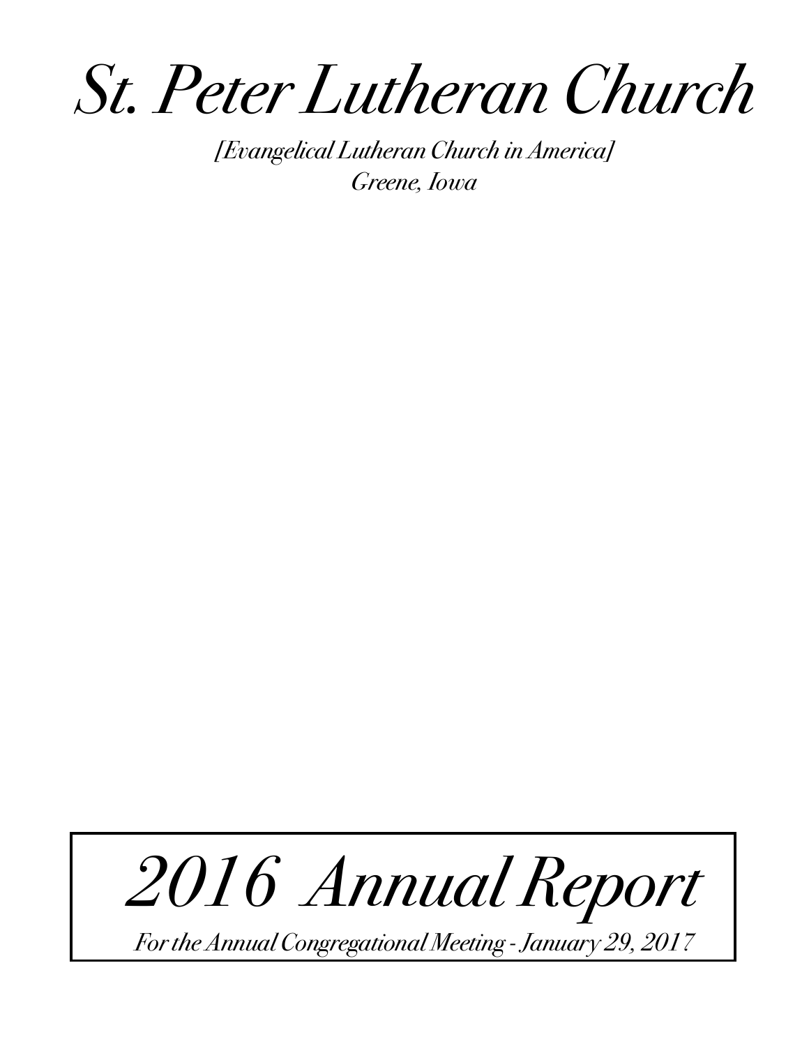# *St. Peter Lutheran Church*

*[Evangelical Lutheran Church in America]*
*Greene, Iowa*

# *2016 Annual Report*

*For the Annual Congregational Meeting - January 29, 2017*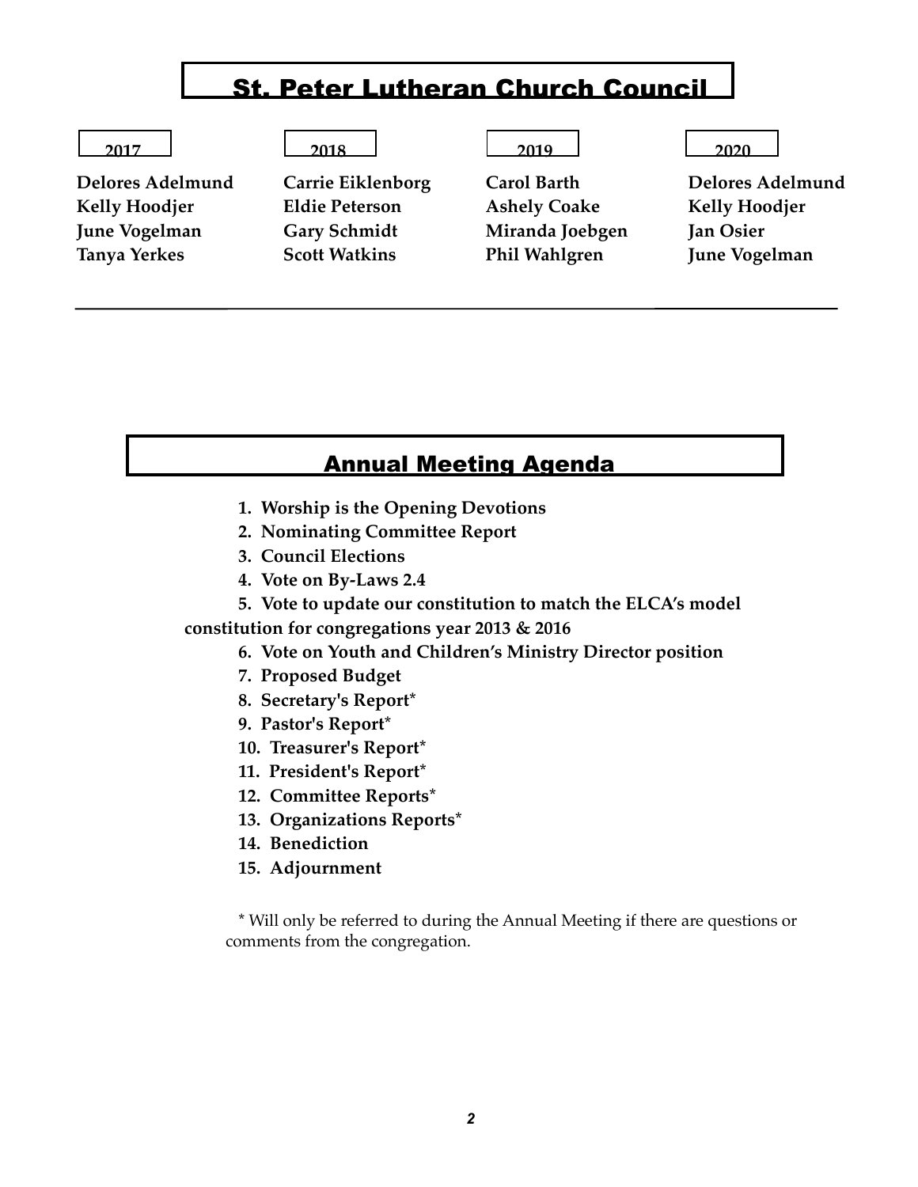# St. Peter Lutheran Church Council

| 2017 | 2018 | 2019 | 2020 |
|---|---|---|---|
| **Delores Adelmund** | **Carrie Eiklenborg** | **Carol Barth** | **Delores Adelmund** |
| **Kelly Hoodjer** | **Eldie Peterson** | **Ashely Coake** | **Kelly Hoodjer** |
| **June Vogelman** | **Gary Schmidt** | **Miranda Joebgen** | **Jan Osier** |
| **Tanya Yerkes** | **Scott Watkins** | **Phil Wahlgren** | **June Vogelman** |

# Annual Meeting Agenda

1. **Worship is the Opening Devotions**
2. **Nominating Committee Report**
3. **Council Elections**
4. **Vote on By-Laws 2.4**
5. **Vote to update our constitution to match the ELCA's model constitution for congregations year 2013 & 2016**
6. **Vote on Youth and Children's Ministry Director position**
7. **Proposed Budget**
8. **Secretary's Report***
9. **Pastor's Report***
10. **Treasurer's Report***
11. **President's Report***
12. **Committee Reports***
13. **Organizations Reports***
14. **Benediction**
15. **Adjournment**

\* Will only be referred to during the Annual Meeting if there are questions or comments from the congregation.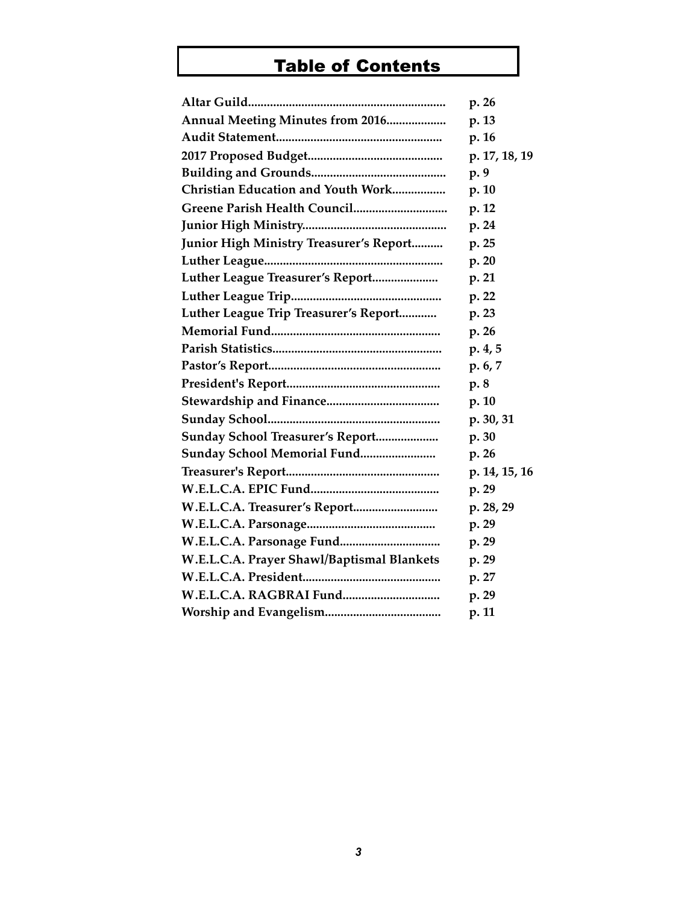# Table of Contents

| | |
|---|---|
| **Altar Guild** | **p. 26** |
| **Annual Meeting Minutes from 2016** | **p. 13** |
| **Audit Statement** | **p. 16** |
| **2017 Proposed Budget** | **p. 17, 18, 19** |
| **Building and Grounds** | **p. 9** |
| **Christian Education and Youth Work** | **p. 10** |
| **Greene Parish Health Council** | **p. 12** |
| **Junior High Ministry** | **p. 24** |
| **Junior High Ministry Treasurer's Report** | **p. 25** |
| **Luther League** | **p. 20** |
| **Luther League Treasurer's Report** | **p. 21** |
| **Luther League Trip** | **p. 22** |
| **Luther League Trip Treasurer's Report** | **p. 23** |
| **Memorial Fund** | **p. 26** |
| **Parish Statistics** | **p. 4, 5** |
| **Pastor's Report** | **p. 6, 7** |
| **President's Report** | **p. 8** |
| **Stewardship and Finance** | **p. 10** |
| **Sunday School** | **p. 30, 31** |
| **Sunday School Treasurer's Report** | **p. 30** |
| **Sunday School Memorial Fund** | **p. 26** |
| **Treasurer's Report** | **p. 14, 15, 16** |
| **W.E.L.C.A. EPIC Fund** | **p. 29** |
| **W.E.L.C.A. Treasurer's Report** | **p. 28, 29** |
| **W.E.L.C.A. Parsonage** | **p. 29** |
| **W.E.L.C.A. Parsonage Fund** | **p. 29** |
| **W.E.L.C.A. Prayer Shawl/Baptismal Blankets** | **p. 29** |
| **W.E.L.C.A. President** | **p. 27** |
| **W.E.L.C.A. RAGBRAI Fund** | **p. 29** |
| **Worship and Evangelism** | **p. 11** |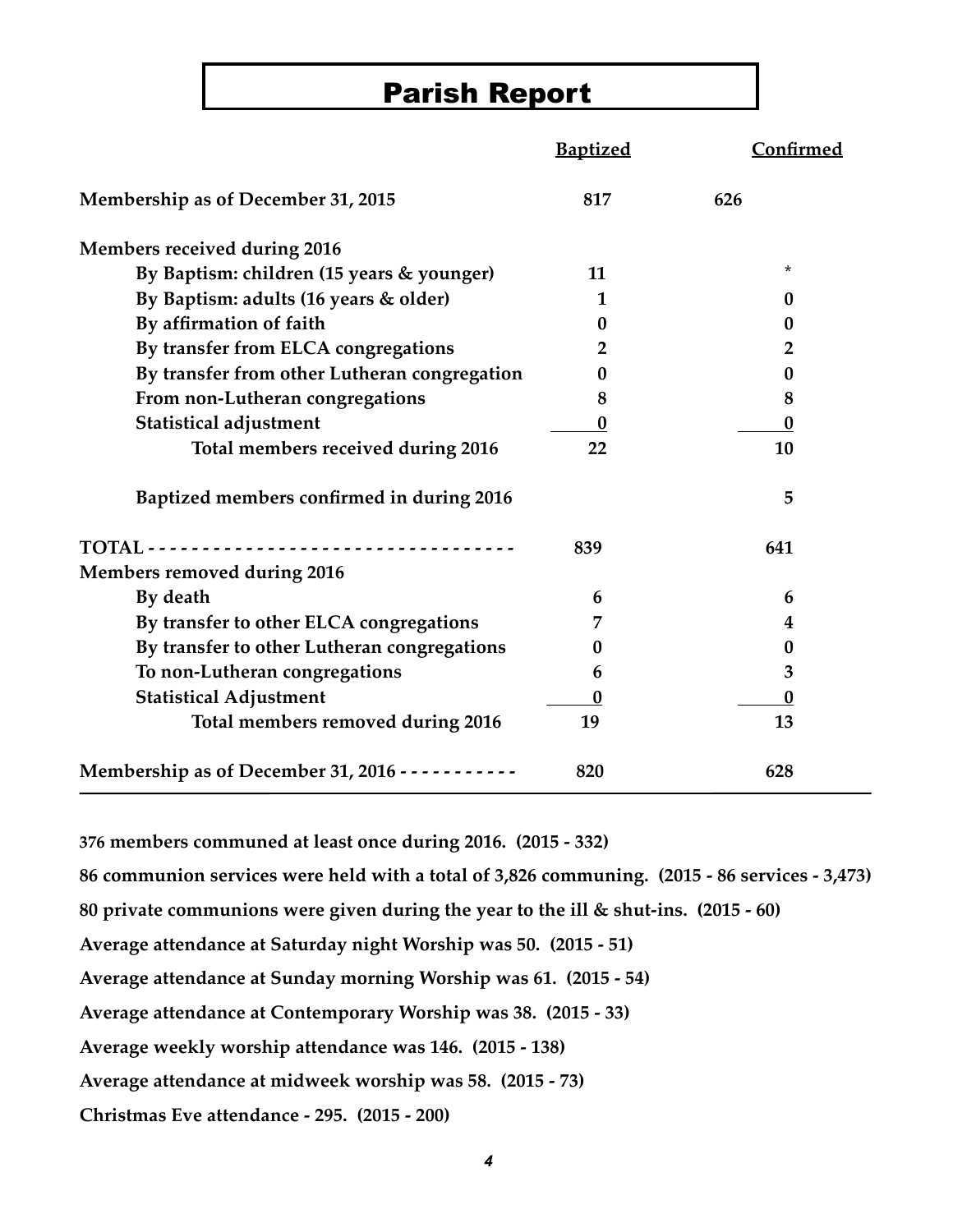# Parish Report

| | Baptized | Confirmed |
|---|---|---|
| **Membership as of December 31, 2015** | **817** | **626** |
| **Members received during 2016** | | |
| **By Baptism: children (15 years & younger)** | **11** | * |
| **By Baptism: adults (16 years & older)** | **1** | **0** |
| **By affirmation of faith** | **0** | **0** |
| **By transfer from ELCA congregations** | **2** | **2** |
| **By transfer from other Lutheran congregation** | **0** | **0** |
| **From non-Lutheran congregations** | **8** | **8** |
| **Statistical adjustment** | **0** | **0** |
| **Total members received during 2016** | **22** | **10** |
| **Baptized members confirmed in during 2016** | | **5** |
| **TOTAL - - - - - - - - - - - - - - - - - - - - - - - - - - - - - - - - -** | **839** | **641** |
| **Members removed during 2016** | | |
| **By death** | **6** | **6** |
| **By transfer to other ELCA congregations** | **7** | **4** |
| **By transfer to other Lutheran congregations** | **0** | **0** |
| **To non-Lutheran congregations** | **6** | **3** |
| **Statistical Adjustment** | **0** | **0** |
| **Total members removed during 2016** | **19** | **13** |
| **Membership as of December 31, 2016 - - - - - - - - - - -** | **820** | **628** |

**376 members communed at least once during 2016. (2015 - 332)**

**86 communion services were held with a total of 3,826 communing. (2015 - 86 services - 3,473)**

**80 private communions were given during the year to the ill & shut-ins. (2015 - 60)**

**Average attendance at Saturday night Worship was 50. (2015 - 51)**

**Average attendance at Sunday morning Worship was 61. (2015 - 54)**

**Average attendance at Contemporary Worship was 38. (2015 - 33)**

**Average weekly worship attendance was 146. (2015 - 138)**

**Average attendance at midweek worship was 58. (2015 - 73)**

**Christmas Eve attendance - 295. (2015 - 200)**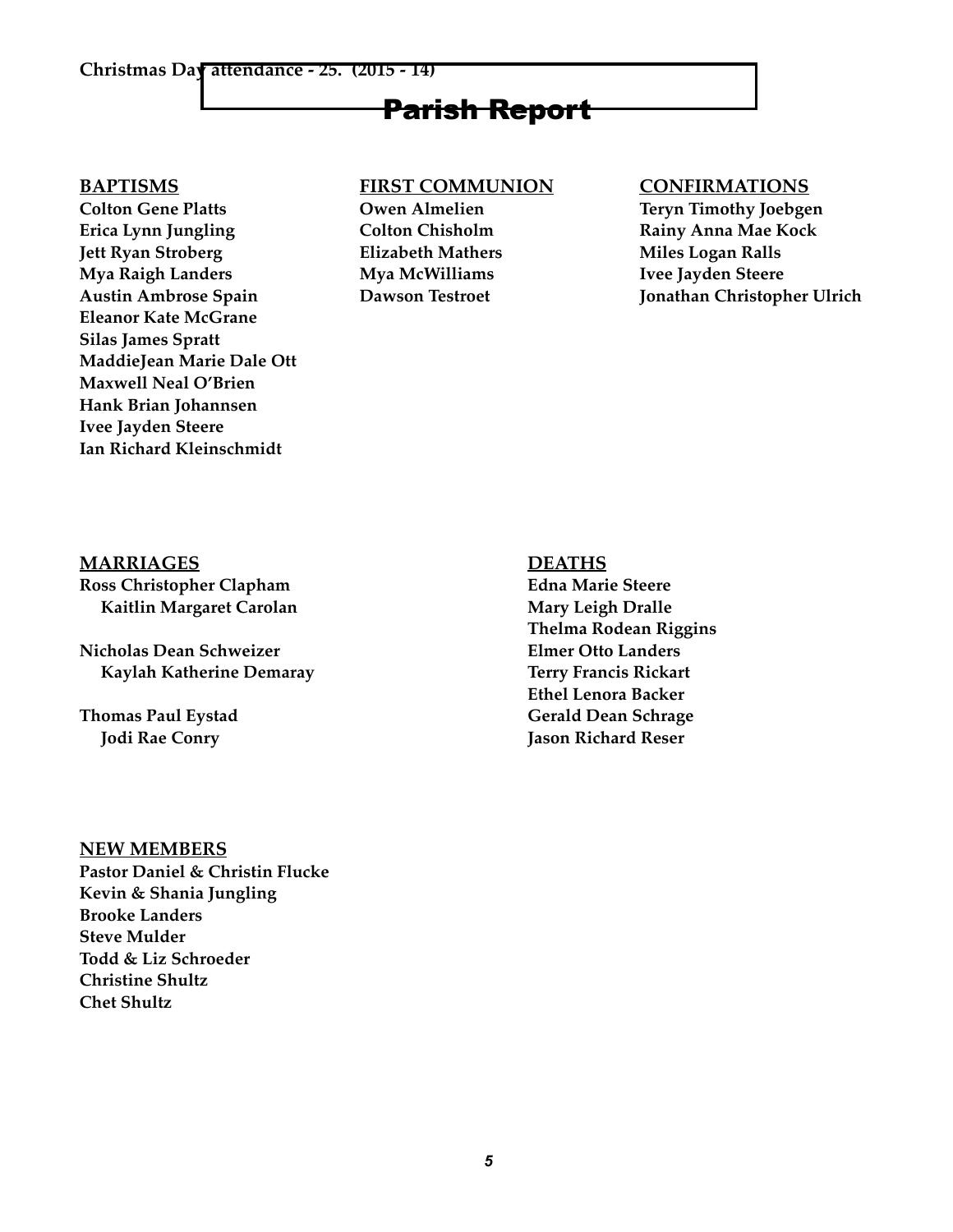**Christmas Day attendance - 25. (2015 - 14)**

# Parish Report

**BAPTISMS**

**Colton Gene Platts**
**Erica Lynn Jungling**
**Jett Ryan Stroberg**
**Mya Raigh Landers**
**Austin Ambrose Spain**
**Eleanor Kate McGrane**
**Silas James Spratt**
**MaddieJean Marie Dale Ott**
**Maxwell Neal O'Brien**
**Hank Brian Johannsen**
**Ivee Jayden Steere**
**Ian Richard Kleinschmidt**

**FIRST COMMUNION**

**Owen Almelien**
**Colton Chisholm**
**Elizabeth Mathers**
**Mya McWilliams**
**Dawson Testroet**

**CONFIRMATIONS**

**Teryn Timothy Joebgen**
**Rainy Anna Mae Kock**
**Miles Logan Ralls**
**Ivee Jayden Steere**
**Jonathan Christopher Ulrich**

**MARRIAGES**

**Ross Christopher Clapham**
**Kaitlin Margaret Carolan**

**Nicholas Dean Schweizer**
**Kaylah Katherine Demaray**

**Thomas Paul Eystad**
**Jodi Rae Conry**

**DEATHS**

**Edna Marie Steere**
**Mary Leigh Dralle**
**Thelma Rodean Riggins**
**Elmer Otto Landers**
**Terry Francis Rickart**
**Ethel Lenora Backer**
**Gerald Dean Schrage**
**Jason Richard Reser**

**NEW MEMBERS**

**Pastor Daniel & Christin Flucke**
**Kevin & Shania Jungling**
**Brooke Landers**
**Steve Mulder**
**Todd & Liz Schroeder**
**Christine Shultz**
**Chet Shultz**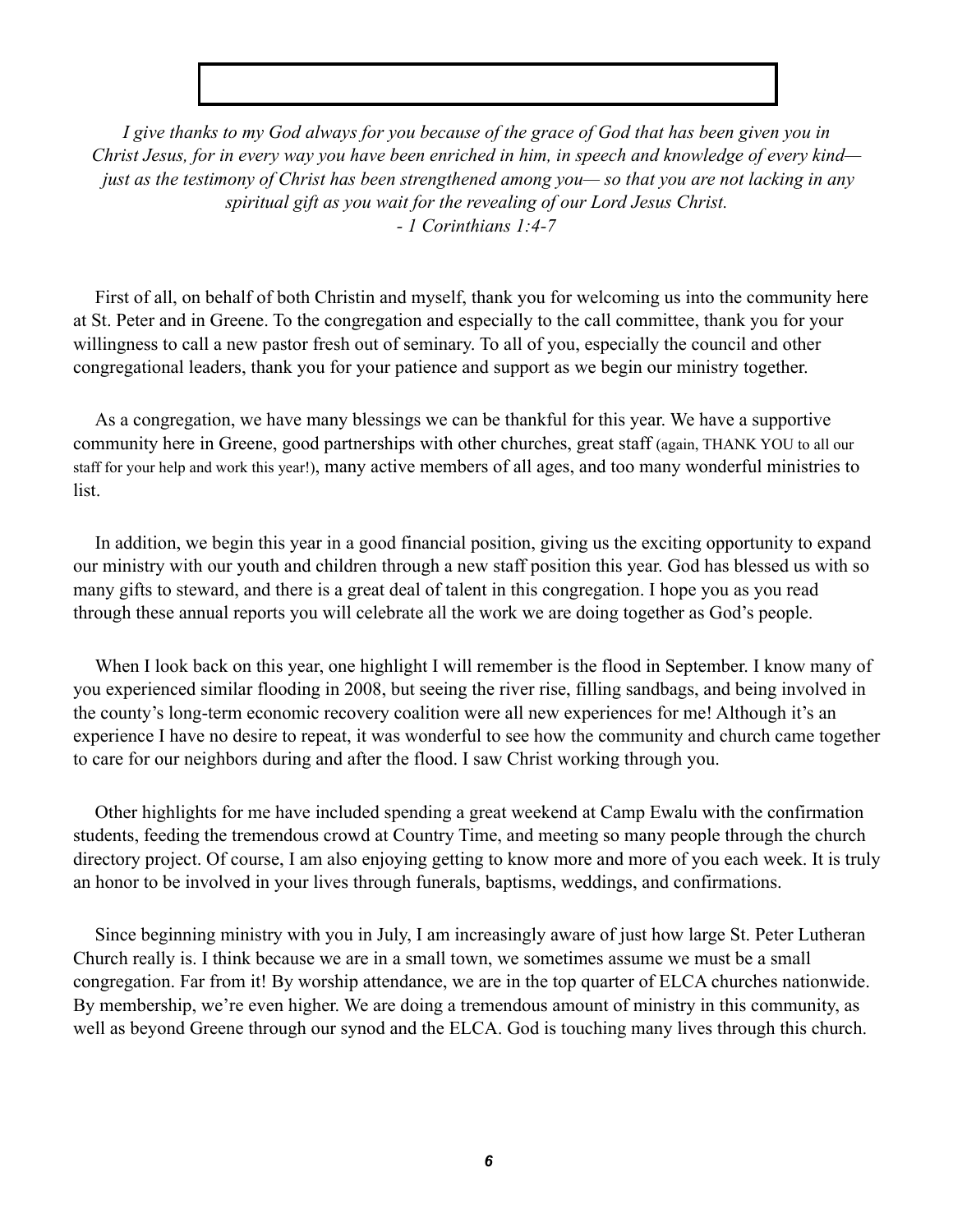*I give thanks to my God always for you because of the grace of God that has been given you in Christ Jesus, for in every way you have been enriched in him, in speech and knowledge of every kind— just as the testimony of Christ has been strengthened among you— so that you are not lacking in any spiritual gift as you wait for the revealing of our Lord Jesus Christ.*
*- 1 Corinthians 1:4-7*

First of all, on behalf of both Christin and myself, thank you for welcoming us into the community here at St. Peter and in Greene. To the congregation and especially to the call committee, thank you for your willingness to call a new pastor fresh out of seminary. To all of you, especially the council and other congregational leaders, thank you for your patience and support as we begin our ministry together.

As a congregation, we have many blessings we can be thankful for this year. We have a supportive community here in Greene, good partnerships with other churches, great staff (again, THANK YOU to all our staff for your help and work this year!), many active members of all ages, and too many wonderful ministries to list.

In addition, we begin this year in a good financial position, giving us the exciting opportunity to expand our ministry with our youth and children through a new staff position this year. God has blessed us with so many gifts to steward, and there is a great deal of talent in this congregation. I hope you as you read through these annual reports you will celebrate all the work we are doing together as God's people.

When I look back on this year, one highlight I will remember is the flood in September. I know many of you experienced similar flooding in 2008, but seeing the river rise, filling sandbags, and being involved in the county's long-term economic recovery coalition were all new experiences for me! Although it's an experience I have no desire to repeat, it was wonderful to see how the community and church came together to care for our neighbors during and after the flood. I saw Christ working through you.

Other highlights for me have included spending a great weekend at Camp Ewalu with the confirmation students, feeding the tremendous crowd at Country Time, and meeting so many people through the church directory project. Of course, I am also enjoying getting to know more and more of you each week. It is truly an honor to be involved in your lives through funerals, baptisms, weddings, and confirmations.

Since beginning ministry with you in July, I am increasingly aware of just how large St. Peter Lutheran Church really is. I think because we are in a small town, we sometimes assume we must be a small congregation. Far from it! By worship attendance, we are in the top quarter of ELCA churches nationwide. By membership, we're even higher. We are doing a tremendous amount of ministry in this community, as well as beyond Greene through our synod and the ELCA. God is touching many lives through this church.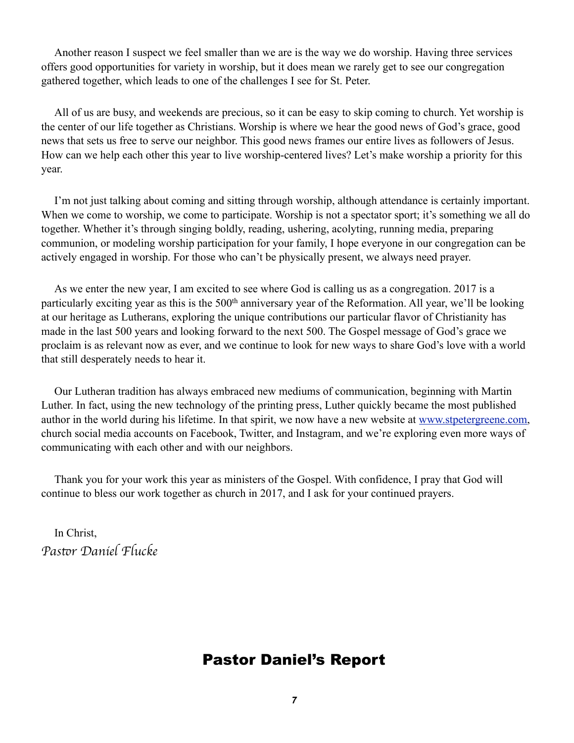Another reason I suspect we feel smaller than we are is the way we do worship. Having three services offers good opportunities for variety in worship, but it does mean we rarely get to see our congregation gathered together, which leads to one of the challenges I see for St. Peter.

All of us are busy, and weekends are precious, so it can be easy to skip coming to church. Yet worship is the center of our life together as Christians. Worship is where we hear the good news of God's grace, good news that sets us free to serve our neighbor. This good news frames our entire lives as followers of Jesus. How can we help each other this year to live worship-centered lives? Let's make worship a priority for this year.

I'm not just talking about coming and sitting through worship, although attendance is certainly important. When we come to worship, we come to participate. Worship is not a spectator sport; it's something we all do together. Whether it's through singing boldly, reading, ushering, acolyting, running media, preparing communion, or modeling worship participation for your family, I hope everyone in our congregation can be actively engaged in worship. For those who can't be physically present, we always need prayer.

As we enter the new year, I am excited to see where God is calling us as a congregation. 2017 is a particularly exciting year as this is the 500th anniversary year of the Reformation. All year, we'll be looking at our heritage as Lutherans, exploring the unique contributions our particular flavor of Christianity has made in the last 500 years and looking forward to the next 500. The Gospel message of God's grace we proclaim is as relevant now as ever, and we continue to look for new ways to share God's love with a world that still desperately needs to hear it.

Our Lutheran tradition has always embraced new mediums of communication, beginning with Martin Luther. In fact, using the new technology of the printing press, Luther quickly became the most published author in the world during his lifetime. In that spirit, we now have a new website at [www.stpetergreene.com](http://www.stpetergreene.com), church social media accounts on Facebook, Twitter, and Instagram, and we're exploring even more ways of communicating with each other and with our neighbors.

Thank you for your work this year as ministers of the Gospel. With confidence, I pray that God will continue to bless our work together as church in 2017, and I ask for your continued prayers.

In Christ,
*Pastor Daniel Flucke*

## Pastor Daniel's Report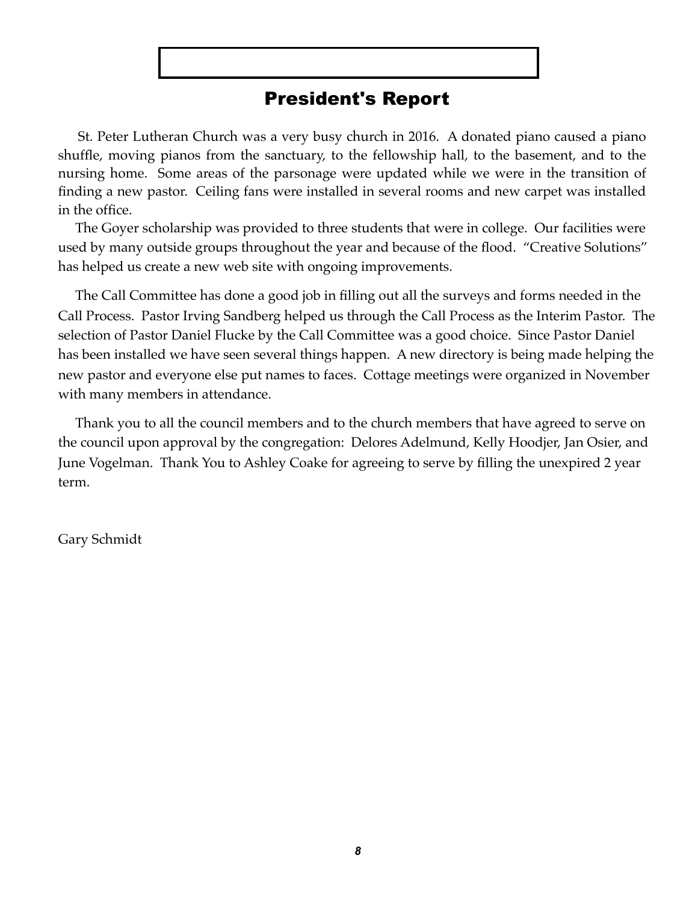# President's Report

St. Peter Lutheran Church was a very busy church in 2016. A donated piano caused a piano shuffle, moving pianos from the sanctuary, to the fellowship hall, to the basement, and to the nursing home. Some areas of the parsonage were updated while we were in the transition of finding a new pastor. Ceiling fans were installed in several rooms and new carpet was installed in the office.

The Goyer scholarship was provided to three students that were in college. Our facilities were used by many outside groups throughout the year and because of the flood. "Creative Solutions" has helped us create a new web site with ongoing improvements.

The Call Committee has done a good job in filling out all the surveys and forms needed in the Call Process. Pastor Irving Sandberg helped us through the Call Process as the Interim Pastor. The selection of Pastor Daniel Flucke by the Call Committee was a good choice. Since Pastor Daniel has been installed we have seen several things happen. A new directory is being made helping the new pastor and everyone else put names to faces. Cottage meetings were organized in November with many members in attendance.

Thank you to all the council members and to the church members that have agreed to serve on the council upon approval by the congregation: Delores Adelmund, Kelly Hoodjer, Jan Osier, and June Vogelman. Thank You to Ashley Coake for agreeing to serve by filling the unexpired 2 year term.

Gary Schmidt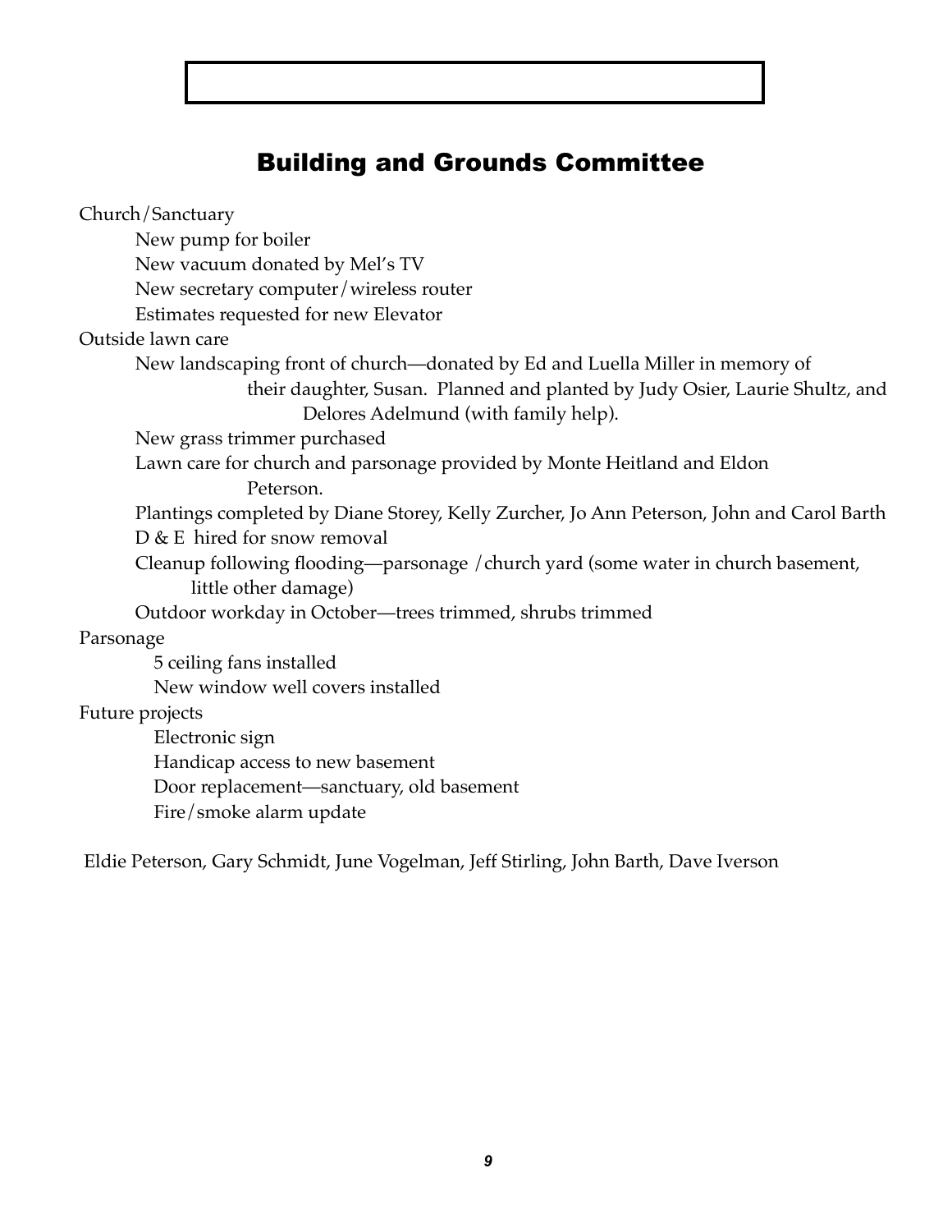## Building and Grounds Committee

Church/Sanctuary

- New pump for boiler
- New vacuum donated by Mel's TV
- New secretary computer/wireless router
- Estimates requested for new Elevator

Outside lawn care

- New landscaping front of church—donated by Ed and Luella Miller in memory of their daughter, Susan. Planned and planted by Judy Osier, Laurie Shultz, and Delores Adelmund (with family help).
- New grass trimmer purchased
- Lawn care for church and parsonage provided by Monte Heitland and Eldon Peterson.
- Plantings completed by Diane Storey, Kelly Zurcher, Jo Ann Peterson, John and Carol Barth
- D & E hired for snow removal
- Cleanup following flooding—parsonage /church yard (some water in church basement, little other damage)
- Outdoor workday in October—trees trimmed, shrubs trimmed

Parsonage

- 5 ceiling fans installed
- New window well covers installed

Future projects

- Electronic sign
- Handicap access to new basement
- Door replacement—sanctuary, old basement
- Fire/smoke alarm update

Eldie Peterson, Gary Schmidt, June Vogelman, Jeff Stirling, John Barth, Dave Iverson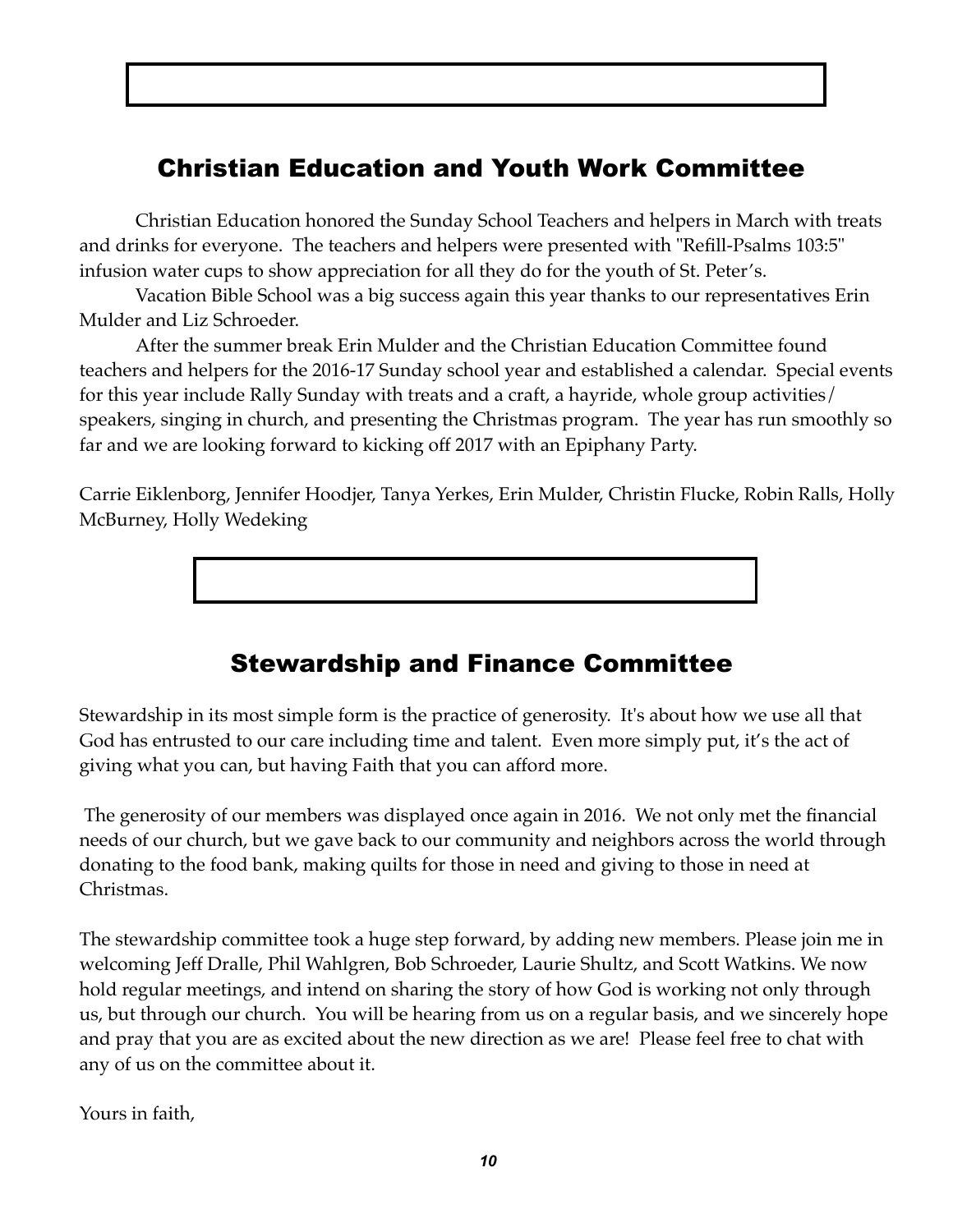## Christian Education and Youth Work Committee

Christian Education honored the Sunday School Teachers and helpers in March with treats and drinks for everyone. The teachers and helpers were presented with "Refill-Psalms 103:5" infusion water cups to show appreciation for all they do for the youth of St. Peter's.

Vacation Bible School was a big success again this year thanks to our representatives Erin Mulder and Liz Schroeder.

After the summer break Erin Mulder and the Christian Education Committee found teachers and helpers for the 2016-17 Sunday school year and established a calendar. Special events for this year include Rally Sunday with treats and a craft, a hayride, whole group activities/ speakers, singing in church, and presenting the Christmas program. The year has run smoothly so far and we are looking forward to kicking off 2017 with an Epiphany Party.

Carrie Eiklenborg, Jennifer Hoodjer, Tanya Yerkes, Erin Mulder, Christin Flucke, Robin Ralls, Holly McBurney, Holly Wedeking

## Stewardship and Finance Committee

Stewardship in its most simple form is the practice of generosity. It's about how we use all that God has entrusted to our care including time and talent. Even more simply put, it's the act of giving what you can, but having Faith that you can afford more.

The generosity of our members was displayed once again in 2016. We not only met the financial needs of our church, but we gave back to our community and neighbors across the world through donating to the food bank, making quilts for those in need and giving to those in need at Christmas.

The stewardship committee took a huge step forward, by adding new members. Please join me in welcoming Jeff Dralle, Phil Wahlgren, Bob Schroeder, Laurie Shultz, and Scott Watkins. We now hold regular meetings, and intend on sharing the story of how God is working not only through us, but through our church. You will be hearing from us on a regular basis, and we sincerely hope and pray that you are as excited about the new direction as we are! Please feel free to chat with any of us on the committee about it.

Yours in faith,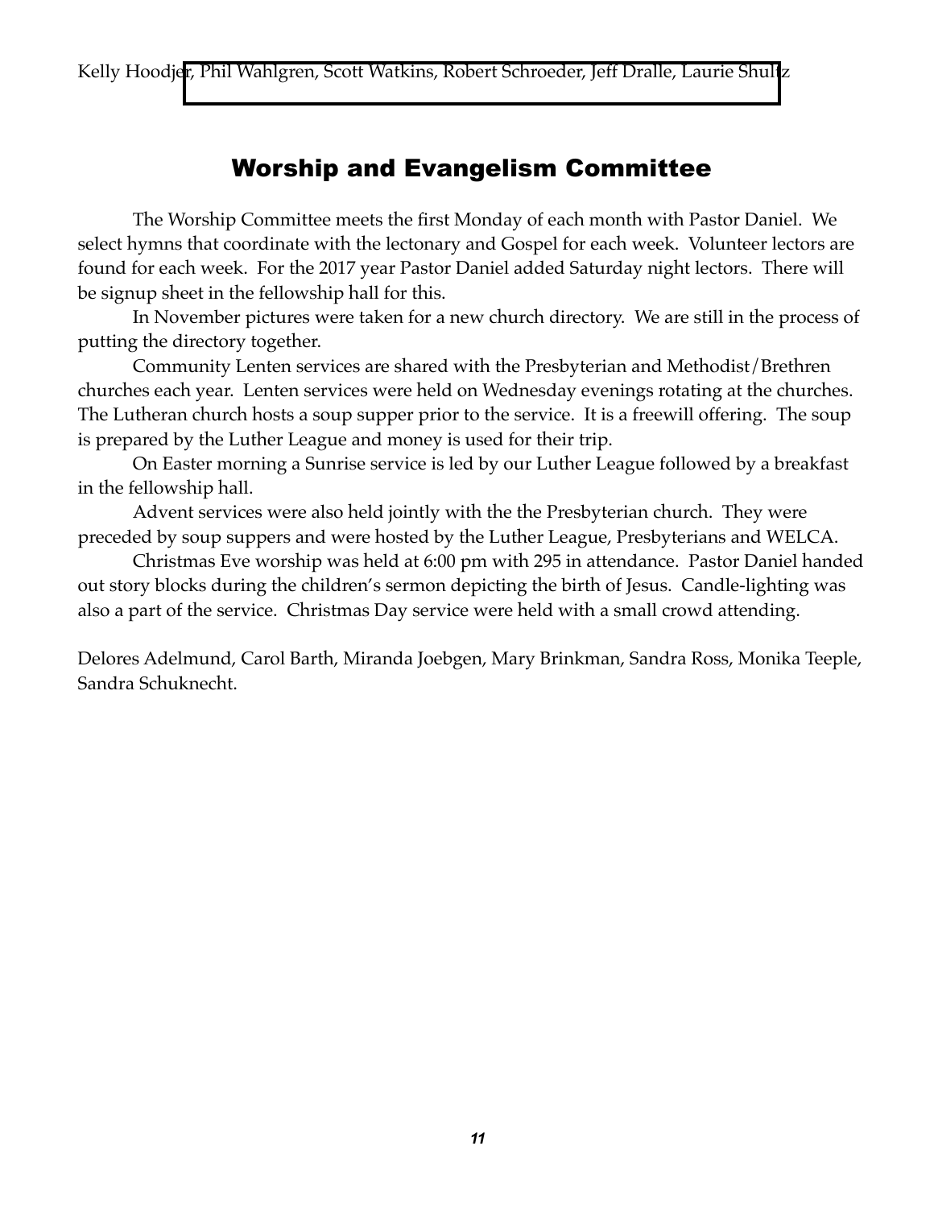Kelly Hoodjer, Phil Wahlgren, Scott Watkins, Robert Schroeder, Jeff Dralle, Laurie Shultz

## Worship and Evangelism Committee

The Worship Committee meets the first Monday of each month with Pastor Daniel. We select hymns that coordinate with the lectonary and Gospel for each week. Volunteer lectors are found for each week. For the 2017 year Pastor Daniel added Saturday night lectors. There will be signup sheet in the fellowship hall for this.

In November pictures were taken for a new church directory. We are still in the process of putting the directory together.

Community Lenten services are shared with the Presbyterian and Methodist/Brethren churches each year. Lenten services were held on Wednesday evenings rotating at the churches. The Lutheran church hosts a soup supper prior to the service. It is a freewill offering. The soup is prepared by the Luther League and money is used for their trip.

On Easter morning a Sunrise service is led by our Luther League followed by a breakfast in the fellowship hall.

Advent services were also held jointly with the the Presbyterian church. They were preceded by soup suppers and were hosted by the Luther League, Presbyterians and WELCA.

Christmas Eve worship was held at 6:00 pm with 295 in attendance. Pastor Daniel handed out story blocks during the children's sermon depicting the birth of Jesus. Candle-lighting was also a part of the service. Christmas Day service were held with a small crowd attending.

Delores Adelmund, Carol Barth, Miranda Joebgen, Mary Brinkman, Sandra Ross, Monika Teeple, Sandra Schuknecht.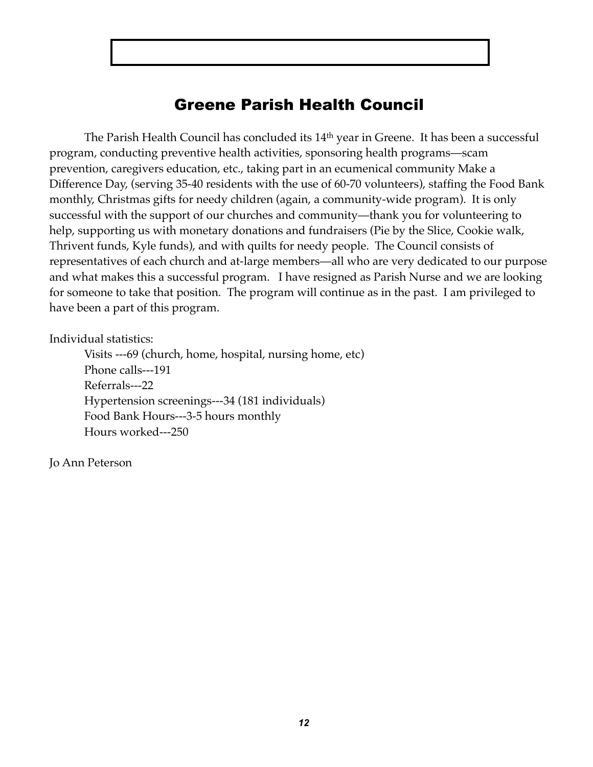## Greene Parish Health Council

The Parish Health Council has concluded its 14th year in Greene. It has been a successful program, conducting preventive health activities, sponsoring health programs—scam prevention, caregivers education, etc., taking part in an ecumenical community Make a Difference Day, (serving 35-40 residents with the use of 60-70 volunteers), staffing the Food Bank monthly, Christmas gifts for needy children (again, a community-wide program). It is only successful with the support of our churches and community—thank you for volunteering to help, supporting us with monetary donations and fundraisers (Pie by the Slice, Cookie walk, Thrivent funds, Kyle funds), and with quilts for needy people. The Council consists of representatives of each church and at-large members—all who are very dedicated to our purpose and what makes this a successful program. I have resigned as Parish Nurse and we are looking for someone to take that position. The program will continue as in the past. I am privileged to have been a part of this program.

Individual statistics:

- Visits ---69 (church, home, hospital, nursing home, etc)
- Phone calls---191
- Referrals---22
- Hypertension screenings---34 (181 individuals)
- Food Bank Hours---3-5 hours monthly
- Hours worked---250

Jo Ann Peterson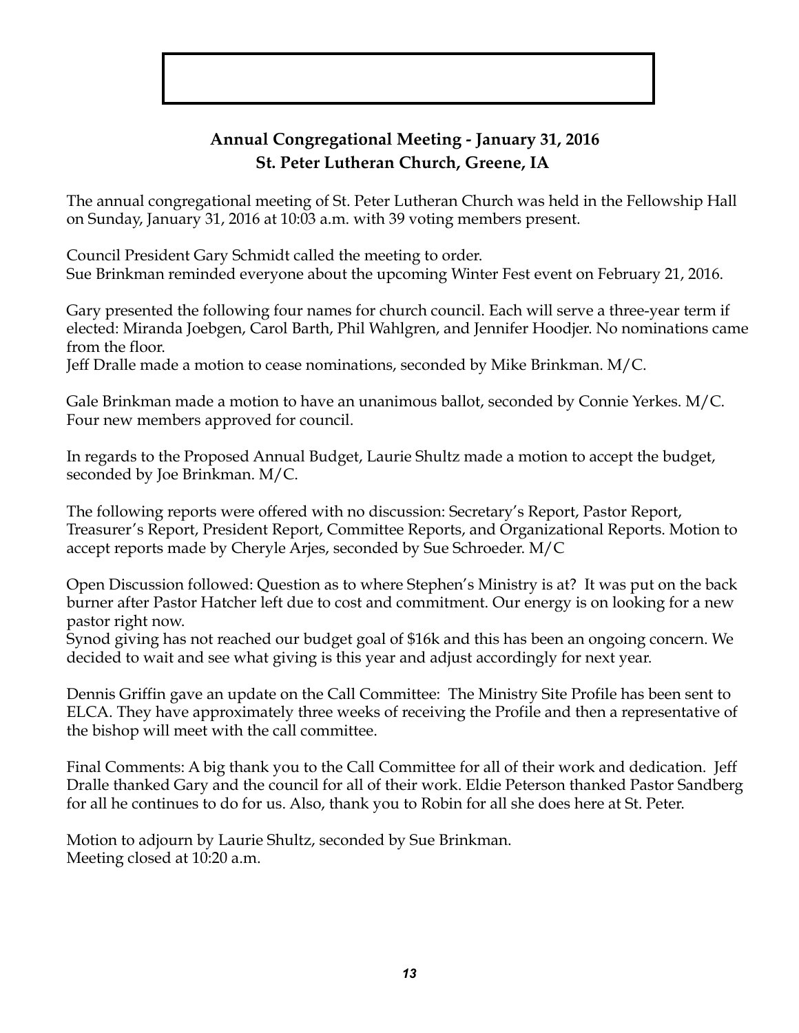## Annual Congregational Meeting - January 31, 2016
## St. Peter Lutheran Church, Greene, IA

The annual congregational meeting of St. Peter Lutheran Church was held in the Fellowship Hall on Sunday, January 31, 2016 at 10:03 a.m. with 39 voting members present.

Council President Gary Schmidt called the meeting to order.
Sue Brinkman reminded everyone about the upcoming Winter Fest event on February 21, 2016.

Gary presented the following four names for church council. Each will serve a three-year term if elected: Miranda Joebgen, Carol Barth, Phil Wahlgren, and Jennifer Hoodjer. No nominations came from the floor.
Jeff Dralle made a motion to cease nominations, seconded by Mike Brinkman. M/C.

Gale Brinkman made a motion to have an unanimous ballot, seconded by Connie Yerkes. M/C. Four new members approved for council.

In regards to the Proposed Annual Budget, Laurie Shultz made a motion to accept the budget, seconded by Joe Brinkman. M/C.

The following reports were offered with no discussion: Secretary's Report, Pastor Report, Treasurer's Report, President Report, Committee Reports, and Organizational Reports. Motion to accept reports made by Cheryle Arjes, seconded by Sue Schroeder. M/C

Open Discussion followed: Question as to where Stephen's Ministry is at? It was put on the back burner after Pastor Hatcher left due to cost and commitment. Our energy is on looking for a new pastor right now.
Synod giving has not reached our budget goal of $16k and this has been an ongoing concern. We decided to wait and see what giving is this year and adjust accordingly for next year.

Dennis Griffin gave an update on the Call Committee: The Ministry Site Profile has been sent to ELCA. They have approximately three weeks of receiving the Profile and then a representative of the bishop will meet with the call committee.

Final Comments: A big thank you to the Call Committee for all of their work and dedication. Jeff Dralle thanked Gary and the council for all of their work. Eldie Peterson thanked Pastor Sandberg for all he continues to do for us. Also, thank you to Robin for all she does here at St. Peter.

Motion to adjourn by Laurie Shultz, seconded by Sue Brinkman.
Meeting closed at 10:20 a.m.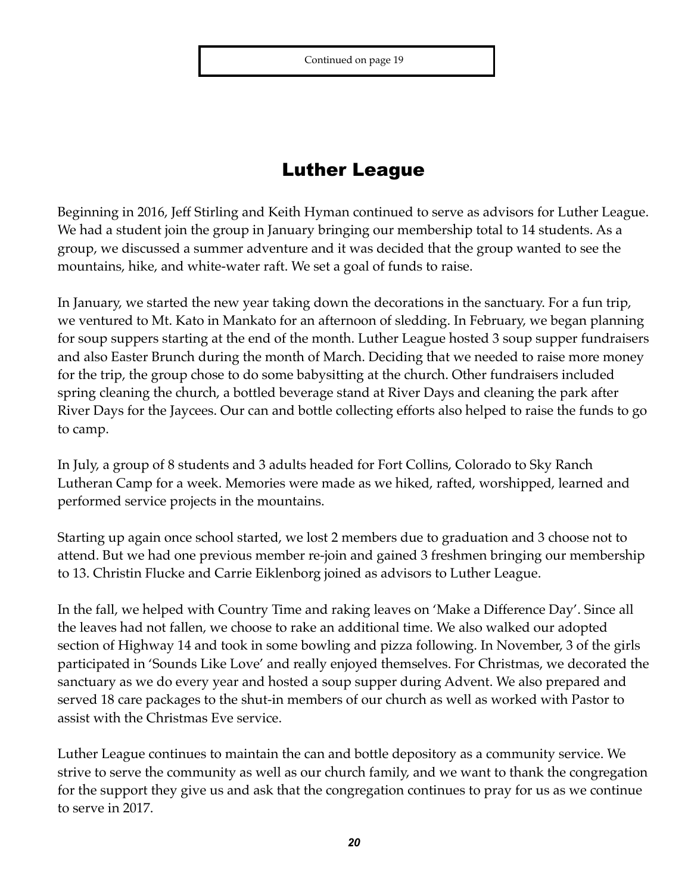Continued on page 19

## Luther League

Beginning in 2016, Jeff Stirling and Keith Hyman continued to serve as advisors for Luther League. We had a student join the group in January bringing our membership total to 14 students. As a group, we discussed a summer adventure and it was decided that the group wanted to see the mountains, hike, and white-water raft. We set a goal of funds to raise.

In January, we started the new year taking down the decorations in the sanctuary. For a fun trip, we ventured to Mt. Kato in Mankato for an afternoon of sledding. In February, we began planning for soup suppers starting at the end of the month. Luther League hosted 3 soup supper fundraisers and also Easter Brunch during the month of March. Deciding that we needed to raise more money for the trip, the group chose to do some babysitting at the church. Other fundraisers included spring cleaning the church, a bottled beverage stand at River Days and cleaning the park after River Days for the Jaycees. Our can and bottle collecting efforts also helped to raise the funds to go to camp.

In July, a group of 8 students and 3 adults headed for Fort Collins, Colorado to Sky Ranch Lutheran Camp for a week. Memories were made as we hiked, rafted, worshipped, learned and performed service projects in the mountains.

Starting up again once school started, we lost 2 members due to graduation and 3 choose not to attend. But we had one previous member re-join and gained 3 freshmen bringing our membership to 13. Christin Flucke and Carrie Eiklenborg joined as advisors to Luther League.

In the fall, we helped with Country Time and raking leaves on 'Make a Difference Day'. Since all the leaves had not fallen, we choose to rake an additional time. We also walked our adopted section of Highway 14 and took in some bowling and pizza following. In November, 3 of the girls participated in 'Sounds Like Love' and really enjoyed themselves. For Christmas, we decorated the sanctuary as we do every year and hosted a soup supper during Advent. We also prepared and served 18 care packages to the shut-in members of our church as well as worked with Pastor to assist with the Christmas Eve service.

Luther League continues to maintain the can and bottle depository as a community service. We strive to serve the community as well as our church family, and we want to thank the congregation for the support they give us and ask that the congregation continues to pray for us as we continue to serve in 2017.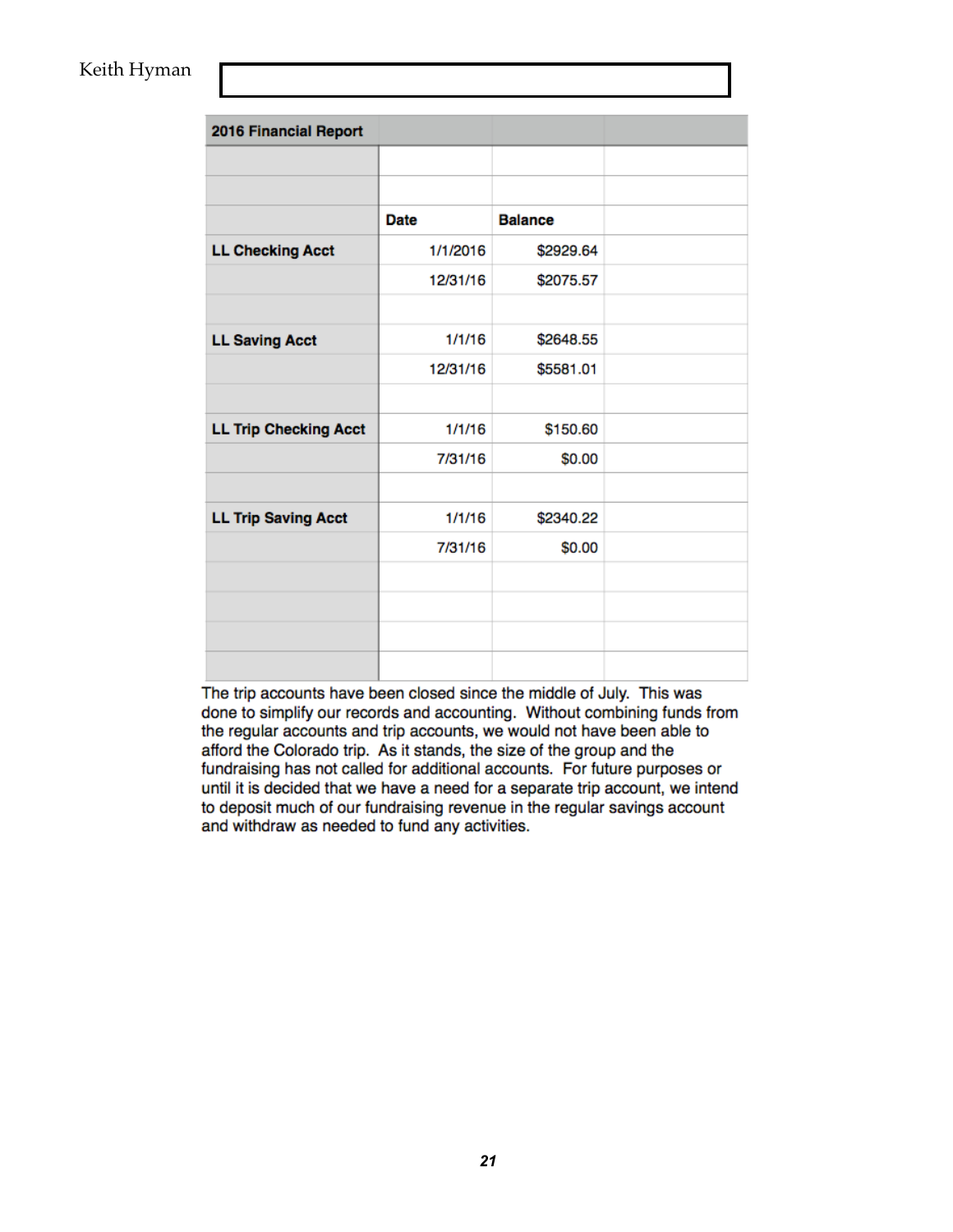Keith Hyman

| 2016 Financial Report | | | |
|---|---|---|---|
| | | | |
| | | | |
| | Date | Balance | |
| LL Checking Acct | 1/1/2016 | $2929.64 | |
| | 12/31/16 | $2075.57 | |
| | | | |
| LL Saving Acct | 1/1/16 | $2648.55 | |
| | 12/31/16 | $5581.01 | |
| | | | |
| LL Trip Checking Acct | 1/1/16 | $150.60 | |
| | 7/31/16 | $0.00 | |
| | | | |
| LL Trip Saving Acct | 1/1/16 | $2340.22 | |
| | 7/31/16 | $0.00 | |

The trip accounts have been closed since the middle of July. This was done to simplify our records and accounting. Without combining funds from the regular accounts and trip accounts, we would not have been able to afford the Colorado trip. As it stands, the size of the group and the fundraising has not called for additional accounts. For future purposes or until it is decided that we have a need for a separate trip account, we intend to deposit much of our fundraising revenue in the regular savings account and withdraw as needed to fund any activities.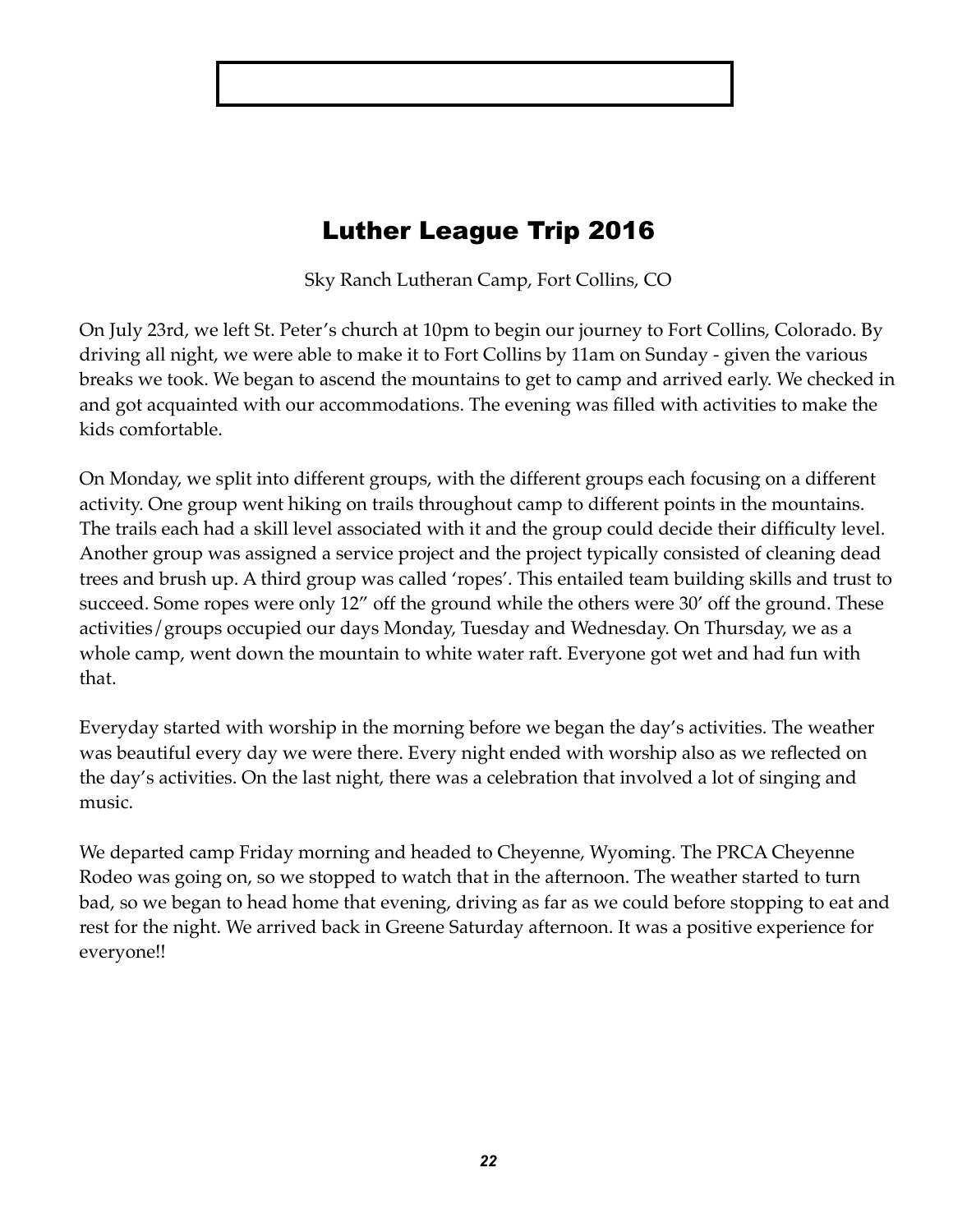# Luther League Trip 2016

Sky Ranch Lutheran Camp, Fort Collins, CO

On July 23rd, we left St. Peter's church at 10pm to begin our journey to Fort Collins, Colorado. By driving all night, we were able to make it to Fort Collins by 11am on Sunday - given the various breaks we took. We began to ascend the mountains to get to camp and arrived early. We checked in and got acquainted with our accommodations. The evening was filled with activities to make the kids comfortable.

On Monday, we split into different groups, with the different groups each focusing on a different activity. One group went hiking on trails throughout camp to different points in the mountains. The trails each had a skill level associated with it and the group could decide their difficulty level. Another group was assigned a service project and the project typically consisted of cleaning dead trees and brush up. A third group was called 'ropes'. This entailed team building skills and trust to succeed. Some ropes were only 12" off the ground while the others were 30' off the ground. These activities/groups occupied our days Monday, Tuesday and Wednesday. On Thursday, we as a whole camp, went down the mountain to white water raft. Everyone got wet and had fun with that.

Everyday started with worship in the morning before we began the day's activities. The weather was beautiful every day we were there. Every night ended with worship also as we reflected on the day's activities. On the last night, there was a celebration that involved a lot of singing and music.

We departed camp Friday morning and headed to Cheyenne, Wyoming. The PRCA Cheyenne Rodeo was going on, so we stopped to watch that in the afternoon. The weather started to turn bad, so we began to head home that evening, driving as far as we could before stopping to eat and rest for the night. We arrived back in Greene Saturday afternoon. It was a positive experience for everyone!!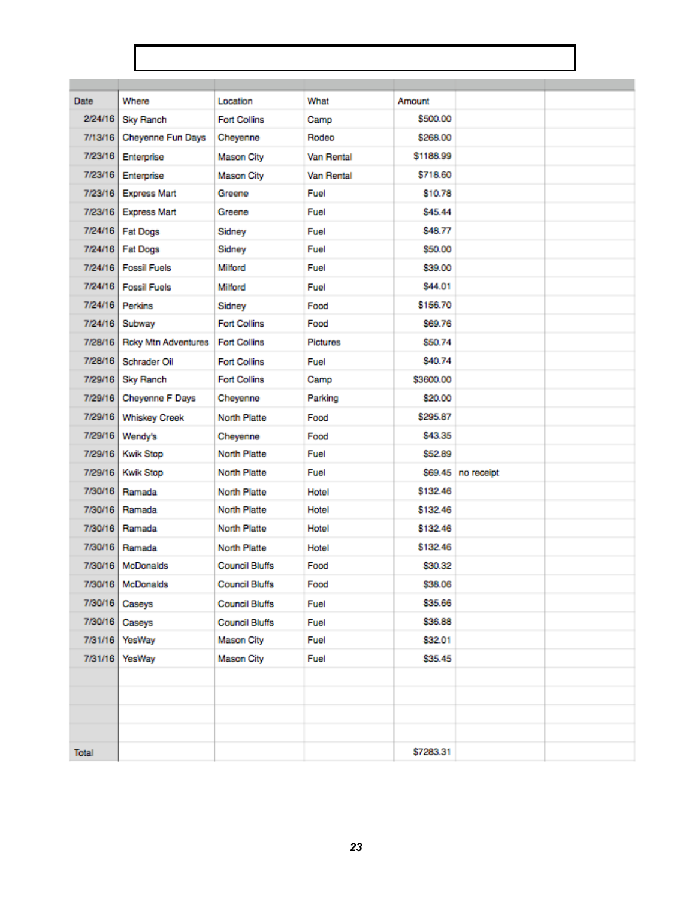| Date | Where | Location | What | Amount | | |
|---|---|---|---|---|---|---|
| 2/24/16 | Sky Ranch | Fort Collins | Camp | $500.00 | | |
| 7/13/16 | Cheyenne Fun Days | Cheyenne | Rodeo | $268.00 | | |
| 7/23/16 | Enterprise | Mason City | Van Rental | $1188.99 | | |
| 7/23/16 | Enterprise | Mason City | Van Rental | $718.60 | | |
| 7/23/16 | Express Mart | Greene | Fuel | $10.78 | | |
| 7/23/16 | Express Mart | Greene | Fuel | $45.44 | | |
| 7/24/16 | Fat Dogs | Sidney | Fuel | $48.77 | | |
| 7/24/16 | Fat Dogs | Sidney | Fuel | $50.00 | | |
| 7/24/16 | Fossil Fuels | Milford | Fuel | $39.00 | | |
| 7/24/16 | Fossil Fuels | Milford | Fuel | $44.01 | | |
| 7/24/16 | Perkins | Sidney | Food | $156.70 | | |
| 7/24/16 | Subway | Fort Collins | Food | $69.76 | | |
| 7/28/16 | Rcky Mtn Adventures | Fort Collins | Pictures | $50.74 | | |
| 7/28/16 | Schrader Oil | Fort Collins | Fuel | $40.74 | | |
| 7/29/16 | Sky Ranch | Fort Collins | Camp | $3600.00 | | |
| 7/29/16 | Cheyenne F Days | Cheyenne | Parking | $20.00 | | |
| 7/29/16 | Whiskey Creek | North Platte | Food | $295.87 | | |
| 7/29/16 | Wendy's | Cheyenne | Food | $43.35 | | |
| 7/29/16 | Kwik Stop | North Platte | Fuel | $52.89 | | |
| 7/29/16 | Kwik Stop | North Platte | Fuel | $69.45 | no receipt | |
| 7/30/16 | Ramada | North Platte | Hotel | $132.46 | | |
| 7/30/16 | Ramada | North Platte | Hotel | $132.46 | | |
| 7/30/16 | Ramada | North Platte | Hotel | $132.46 | | |
| 7/30/16 | Ramada | North Platte | Hotel | $132.46 | | |
| 7/30/16 | McDonalds | Council Bluffs | Food | $30.32 | | |
| 7/30/16 | McDonalds | Council Bluffs | Food | $38.06 | | |
| 7/30/16 | Caseys | Council Bluffs | Fuel | $35.66 | | |
| 7/30/16 | Caseys | Council Bluffs | Fuel | $36.88 | | |
| 7/31/16 | YesWay | Mason City | Fuel | $32.01 | | |
| 7/31/16 | YesWay | Mason City | Fuel | $35.45 | | |
| | | | | | | |
| | | | | | | |
| | | | | | | |
| | | | | | | |
| Total | | | | $7283.31 | | |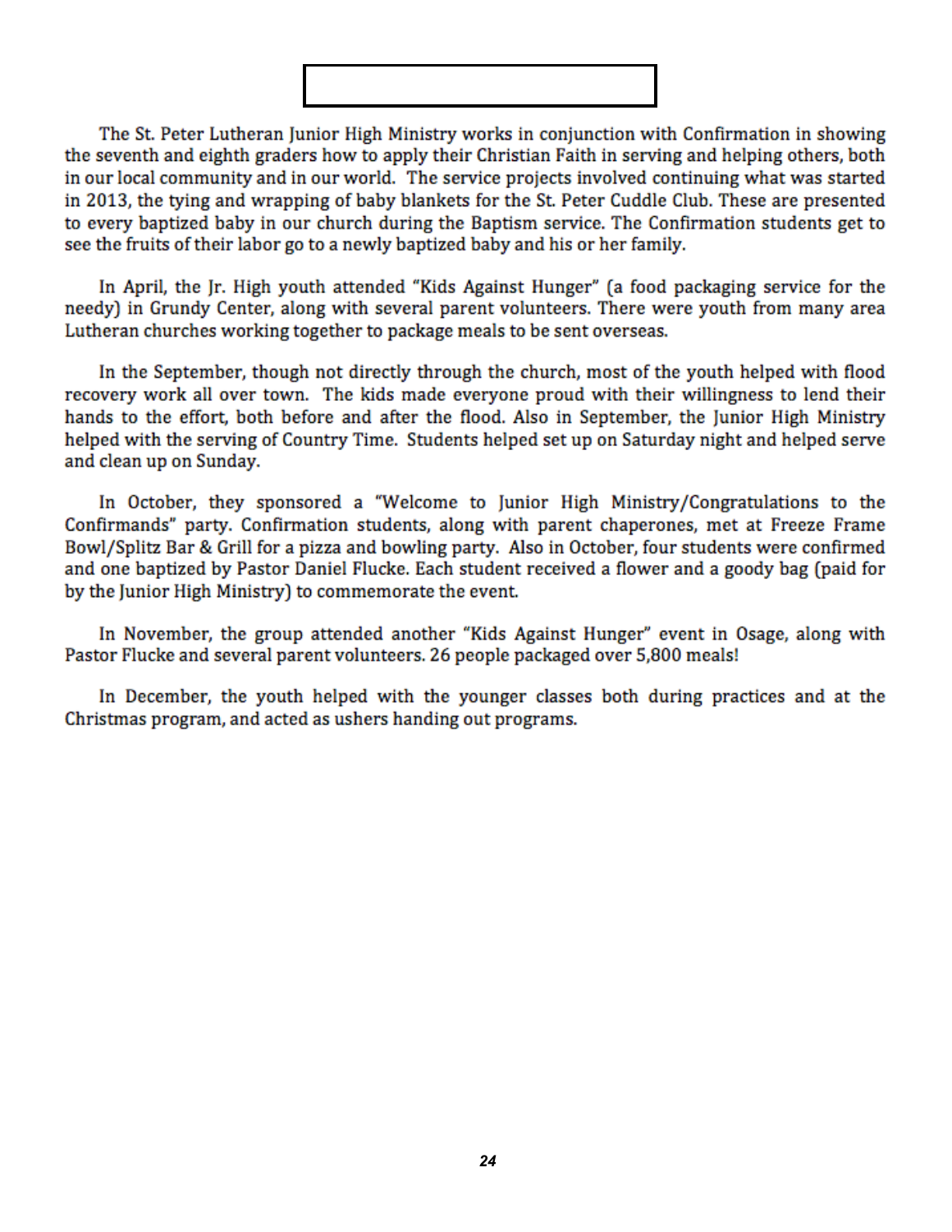The St. Peter Lutheran Junior High Ministry works in conjunction with Confirmation in showing the seventh and eighth graders how to apply their Christian Faith in serving and helping others, both in our local community and in our world. The service projects involved continuing what was started in 2013, the tying and wrapping of baby blankets for the St. Peter Cuddle Club. These are presented to every baptized baby in our church during the Baptism service. The Confirmation students get to see the fruits of their labor go to a newly baptized baby and his or her family.

In April, the Jr. High youth attended "Kids Against Hunger" (a food packaging service for the needy) in Grundy Center, along with several parent volunteers. There were youth from many area Lutheran churches working together to package meals to be sent overseas.

In the September, though not directly through the church, most of the youth helped with flood recovery work all over town. The kids made everyone proud with their willingness to lend their hands to the effort, both before and after the flood. Also in September, the Junior High Ministry helped with the serving of Country Time. Students helped set up on Saturday night and helped serve and clean up on Sunday.

In October, they sponsored a "Welcome to Junior High Ministry/Congratulations to the Confirmands" party. Confirmation students, along with parent chaperones, met at Freeze Frame Bowl/Splitz Bar & Grill for a pizza and bowling party. Also in October, four students were confirmed and one baptized by Pastor Daniel Flucke. Each student received a flower and a goody bag (paid for by the Junior High Ministry) to commemorate the event.

In November, the group attended another "Kids Against Hunger" event in Osage, along with Pastor Flucke and several parent volunteers. 26 people packaged over 5,800 meals!

In December, the youth helped with the younger classes both during practices and at the Christmas program, and acted as ushers handing out programs.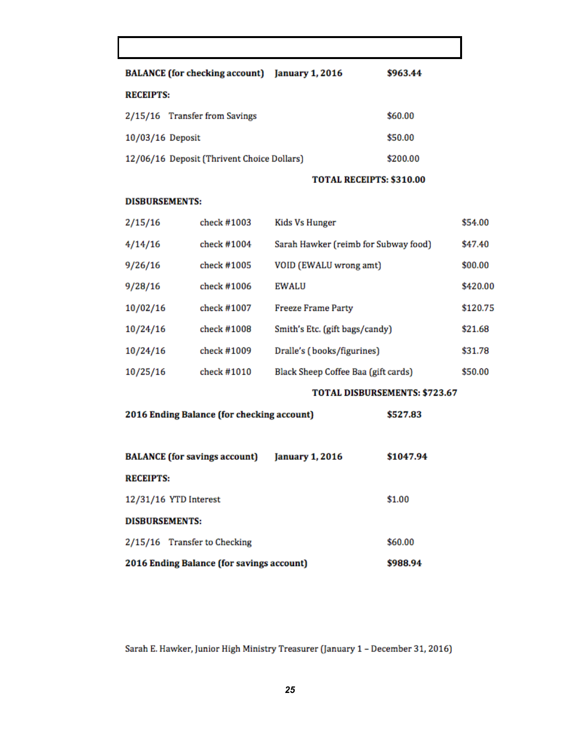**BALANCE (for checking account)** **January 1, 2016** **$963.44**

**RECEIPTS:**

| | |
|---|---|
| 2/15/16 Transfer from Savings | $60.00 |
| 10/03/16 Deposit | $50.00 |
| 12/06/16 Deposit (Thrivent Choice Dollars) | $200.00 |

**TOTAL RECEIPTS: $310.00**

**DISBURSEMENTS:**

| | | | |
|---|---|---|---|
| 2/15/16 | check #1003 | Kids Vs Hunger | $54.00 |
| 4/14/16 | check #1004 | Sarah Hawker (reimb for Subway food) | $47.40 |
| 9/26/16 | check #1005 | VOID (EWALU wrong amt) | $00.00 |
| 9/28/16 | check #1006 | EWALU | $420.00 |
| 10/02/16 | check #1007 | Freeze Frame Party | $120.75 |
| 10/24/16 | check #1008 | Smith's Etc. (gift bags/candy) | $21.68 |
| 10/24/16 | check #1009 | Dralle's ( books/figurines) | $31.78 |
| 10/25/16 | check #1010 | Black Sheep Coffee Baa (gift cards) | $50.00 |

**TOTAL DISBURSEMENTS: $723.67**

**2016 Ending Balance (for checking account)** **$527.83**

**BALANCE (for savings account)** **January 1, 2016** **$1047.94**

**RECEIPTS:**

| | |
|---|---|
| 12/31/16 YTD Interest | $1.00 |

**DISBURSEMENTS:**

| | |
|---|---|
| 2/15/16 Transfer to Checking | $60.00 |

**2016 Ending Balance (for savings account)** **$988.94**

Sarah E. Hawker, Junior High Ministry Treasurer (January 1 – December 31, 2016)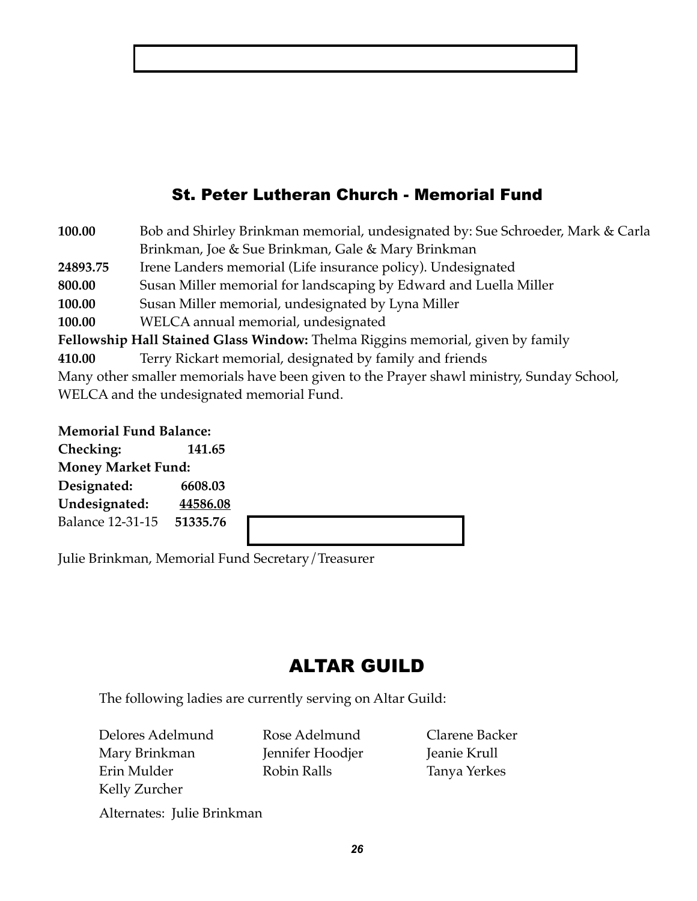## St. Peter Lutheran Church - Memorial Fund

**100.00** Bob and Shirley Brinkman memorial, undesignated by: Sue Schroeder, Mark & Carla Brinkman, Joe & Sue Brinkman, Gale & Mary Brinkman

**24893.75** Irene Landers memorial (Life insurance policy). Undesignated

**800.00** Susan Miller memorial for landscaping by Edward and Luella Miller

**100.00** Susan Miller memorial, undesignated by Lyna Miller

**100.00** WELCA annual memorial, undesignated

**Fellowship Hall Stained Glass Window:** Thelma Riggins memorial, given by family

**410.00** Terry Rickart memorial, designated by family and friends

Many other smaller memorials have been given to the Prayer shawl ministry, Sunday School, WELCA and the undesignated memorial Fund.

**Memorial Fund Balance:**

**Checking:** **141.65**

**Money Market Fund:**

**Designated:** **6608.03**

**Undesignated:** **44586.08**

Balance 12-31-15 **51335.76**

Julie Brinkman, Memorial Fund Secretary/Treasurer

## ALTAR GUILD

The following ladies are currently serving on Altar Guild:

Delores Adelmund
Rose Adelmund
Clarene Backer
Mary Brinkman
Jennifer Hoodjer
Jeanie Krull
Erin Mulder
Robin Ralls
Tanya Yerkes
Kelly Zurcher

Alternates: Julie Brinkman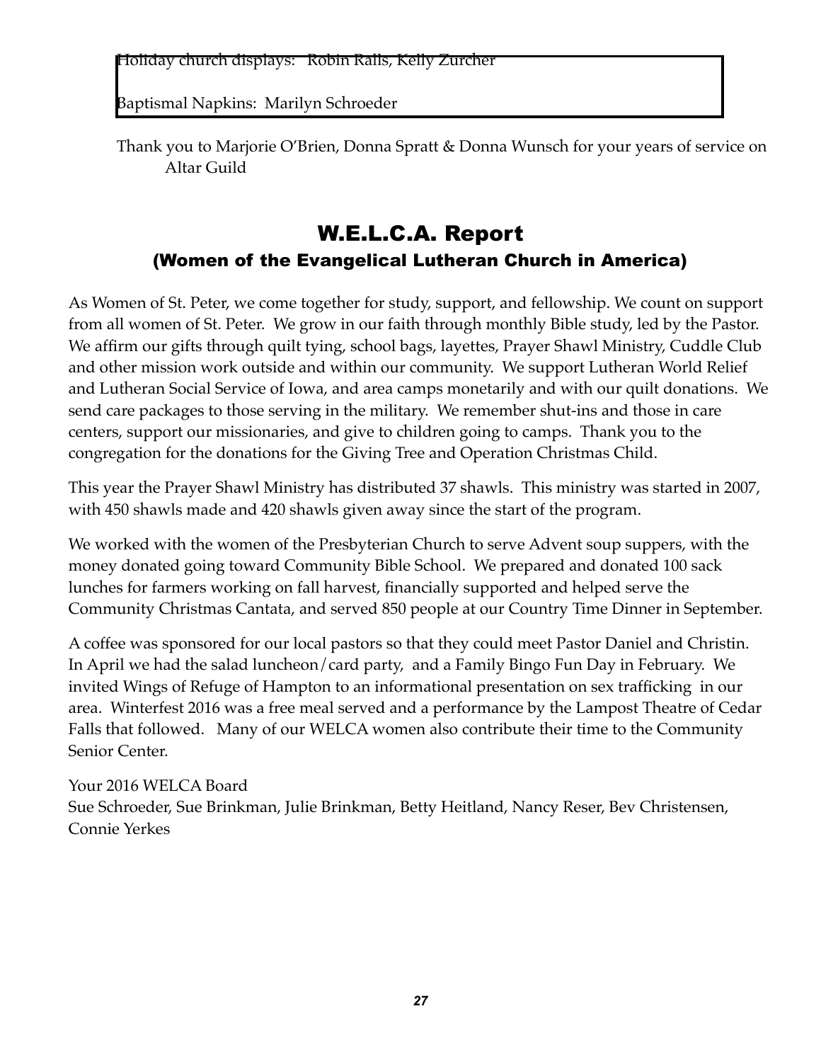Holiday church displays: Robin Ralls, Kelly Zurcher

Baptismal Napkins: Marilyn Schroeder

Thank you to Marjorie O'Brien, Donna Spratt & Donna Wunsch for your years of service on Altar Guild

## W.E.L.C.A. Report
### (Women of the Evangelical Lutheran Church in America)

As Women of St. Peter, we come together for study, support, and fellowship. We count on support from all women of St. Peter. We grow in our faith through monthly Bible study, led by the Pastor. We affirm our gifts through quilt tying, school bags, layettes, Prayer Shawl Ministry, Cuddle Club and other mission work outside and within our community. We support Lutheran World Relief and Lutheran Social Service of Iowa, and area camps monetarily and with our quilt donations. We send care packages to those serving in the military. We remember shut-ins and those in care centers, support our missionaries, and give to children going to camps. Thank you to the congregation for the donations for the Giving Tree and Operation Christmas Child.

This year the Prayer Shawl Ministry has distributed 37 shawls. This ministry was started in 2007, with 450 shawls made and 420 shawls given away since the start of the program.

We worked with the women of the Presbyterian Church to serve Advent soup suppers, with the money donated going toward Community Bible School. We prepared and donated 100 sack lunches for farmers working on fall harvest, financially supported and helped serve the Community Christmas Cantata, and served 850 people at our Country Time Dinner in September.

A coffee was sponsored for our local pastors so that they could meet Pastor Daniel and Christin. In April we had the salad luncheon/card party, and a Family Bingo Fun Day in February. We invited Wings of Refuge of Hampton to an informational presentation on sex trafficking in our area. Winterfest 2016 was a free meal served and a performance by the Lampost Theatre of Cedar Falls that followed. Many of our WELCA women also contribute their time to the Community Senior Center.

Your 2016 WELCA Board
Sue Schroeder, Sue Brinkman, Julie Brinkman, Betty Heitland, Nancy Reser, Bev Christensen, Connie Yerkes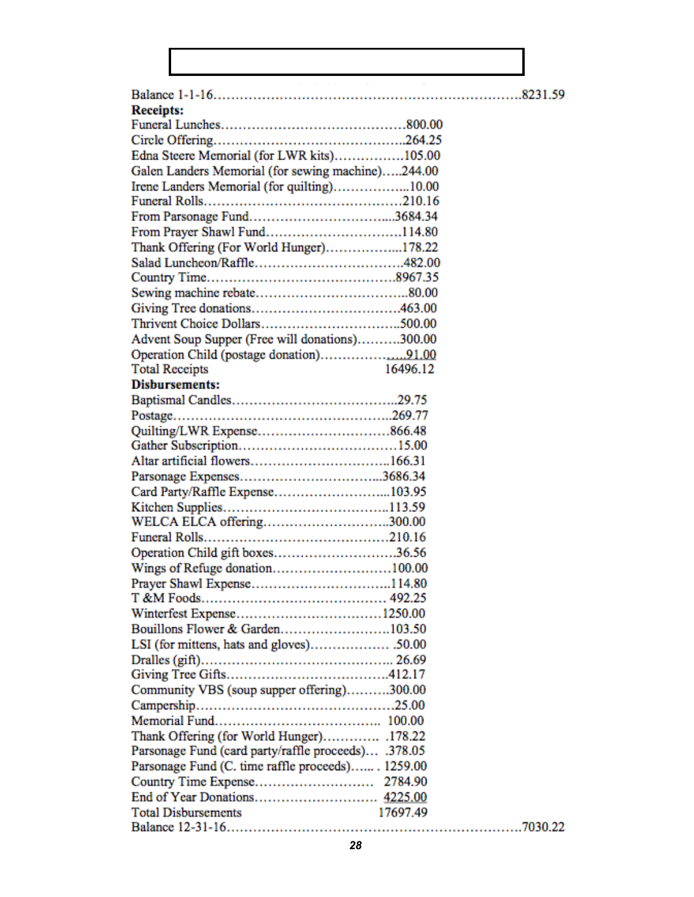| | | |
|---|---|---|
| Balance 1-1-16 | | 8231.59 |
| **Receipts:** | | |
| Funeral Lunches | 800.00 | |
| Circle Offering | 264.25 | |
| Edna Steere Memorial (for LWR kits) | 105.00 | |
| Galen Landers Memorial (for sewing machine) | 244.00 | |
| Irene Landers Memorial (for quilting) | 10.00 | |
| Funeral Rolls | 210.16 | |
| From Parsonage Fund | 3684.34 | |
| From Prayer Shawl Fund | 114.80 | |
| Thank Offering (For World Hunger) | 178.22 | |
| Salad Luncheon/Raffle | 482.00 | |
| Country Time | 8967.35 | |
| Sewing machine rebate | 80.00 | |
| Giving Tree donations | 463.00 | |
| Thrivent Choice Dollars | 500.00 | |
| Advent Soup Supper (Free will donations) | 300.00 | |
| Operation Child (postage donation) | 91.00 | |
| Total Receipts | 16496.12 | |
| **Disbursements:** | | |
| Baptismal Candles | 29.75 | |
| Postage | 269.77 | |
| Quilting/LWR Expense | 866.48 | |
| Gather Subscription | 15.00 | |
| Altar artificial flowers | 166.31 | |
| Parsonage Expenses | 3686.34 | |
| Card Party/Raffle Expense | 103.95 | |
| Kitchen Supplies | 113.59 | |
| WELCA ELCA offering | 300.00 | |
| Funeral Rolls | 210.16 | |
| Operation Child gift boxes | 36.56 | |
| Wings of Refuge donation | 100.00 | |
| Prayer Shawl Expense | 114.80 | |
| T &M Foods | 492.25 | |
| Winterfest Expense | 1250.00 | |
| Bouillons Flower & Garden | 103.50 | |
| LSI (for mittens, hats and gloves) | 50.00 | |
| Dralles (gift) | 26.69 | |
| Giving Tree Gifts | 412.17 | |
| Community VBS (soup supper offering) | 300.00 | |
| Campership | 25.00 | |
| Memorial Fund | 100.00 | |
| Thank Offering (for World Hunger) | 178.22 | |
| Parsonage Fund (card party/raffle proceeds) | 378.05 | |
| Parsonage Fund (C. time raffle proceeds) | 1259.00 | |
| Country Time Expense | 2784.90 | |
| End of Year Donations | 4225.00 | |
| Total Disbursements | 17697.49 | |
| Balance 12-31-16 | | 7030.22 |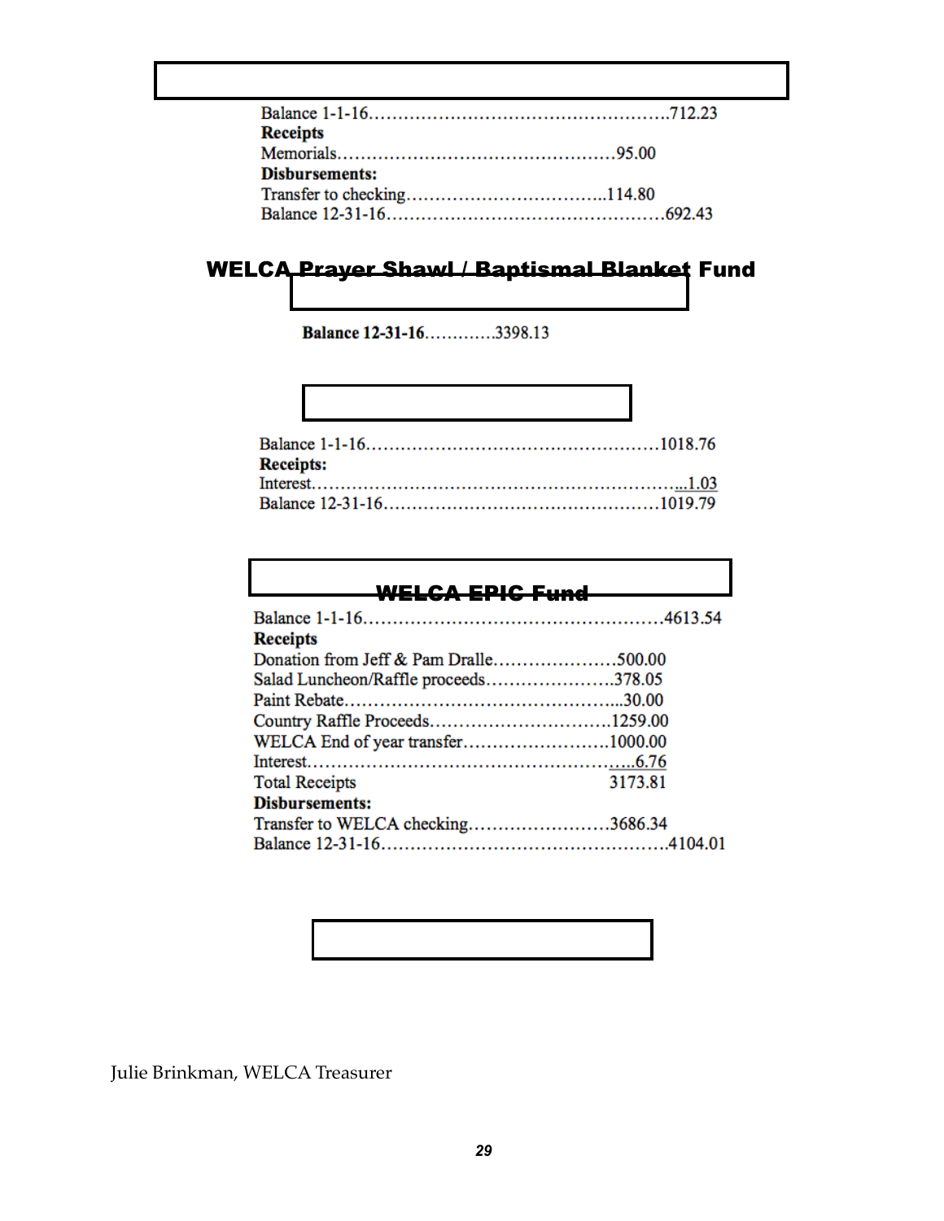Balance 1-1-16……………………………………………….712.23
**Receipts**
Memorials…………………………………………95.00
**Disbursements:**
Transfer to checking……………………………..114.80
Balance 12-31-16…………………………………………692.43

## WELCA Prayer Shawl / Baptismal Blanket Fund

**Balance 12-31-16**…………3398.13

Balance 1-1-16…………………………………………….1018.76
**Receipts:**
Interest…………………………………………………………...1.03
Balance 12-31-16…………………………………………1019.79

## WELCA EPIC Fund

Balance 1-1-16……………………………………………4613.54
**Receipts**
Donation from Jeff & Pam Dralle…………………500.00
Salad Luncheon/Raffle proceeds………………….378.05
Paint Rebate………………………………………...30.00
Country Raffle Proceeds………………………….1259.00
WELCA End of year transfer…………………….1000.00
Interest…………………………………………….....6.76
Total Receipts 3173.81
**Disbursements:**
Transfer to WELCA checking……………………3686.34
Balance 12-31-16…………………………………………4104.01

Julie Brinkman, WELCA Treasurer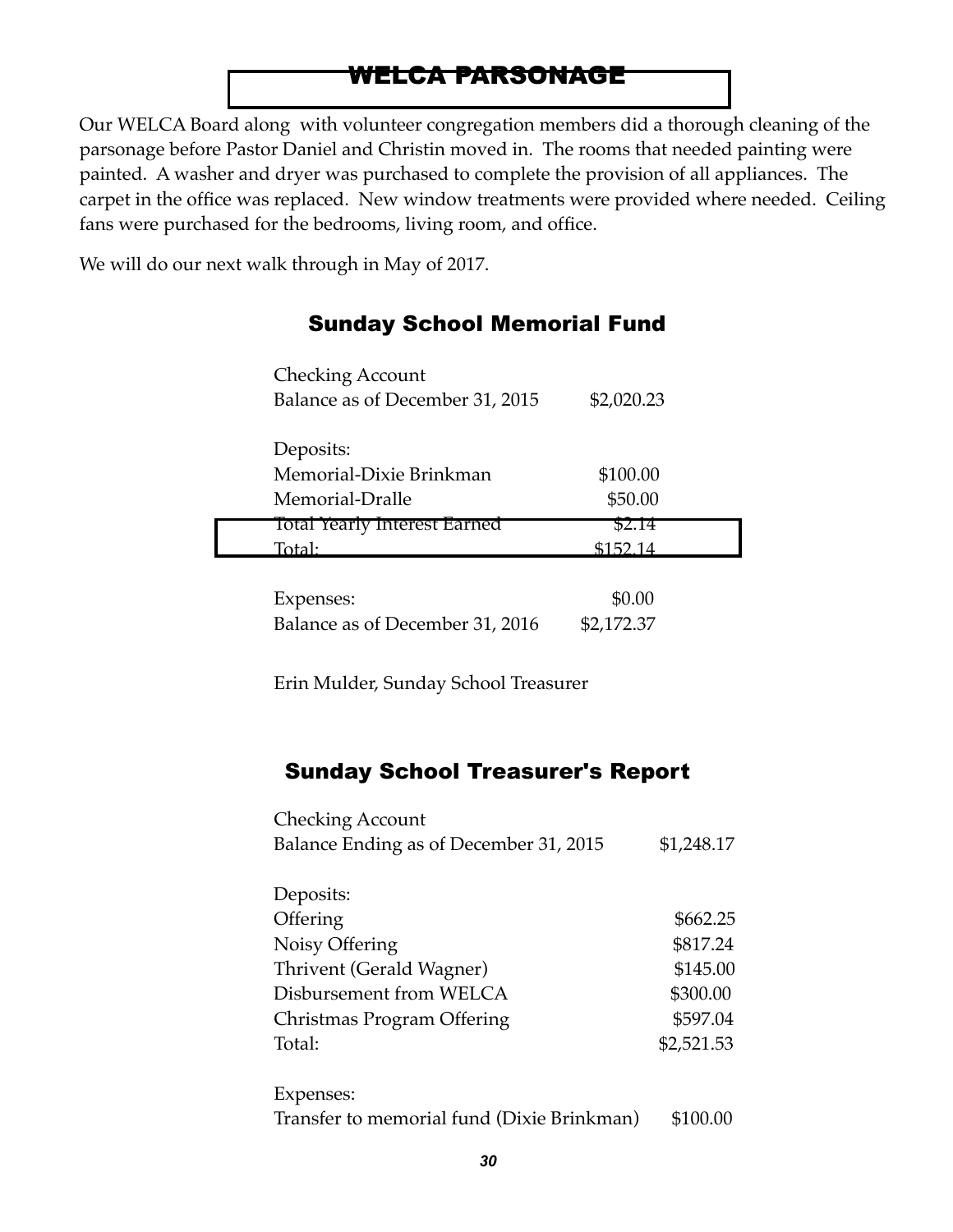## WELCA PARSONAGE

Our WELCA Board along with volunteer congregation members did a thorough cleaning of the parsonage before Pastor Daniel and Christin moved in. The rooms that needed painting were painted. A washer and dryer was purchased to complete the provision of all appliances. The carpet in the office was replaced. New window treatments were provided where needed. Ceiling fans were purchased for the bedrooms, living room, and office.

We will do our next walk through in May of 2017.

## Sunday School Memorial Fund

| | |
|---|---|
| Checking Account | |
| Balance as of December 31, 2015 | $2,020.23 |
| | |
| Deposits: | |
| Memorial-Dixie Brinkman | $100.00 |
| Memorial-Dralle | $50.00 |
| Total Yearly Interest Earned | $2.14 |
| Total: | $152.14 |
| | |
| Expenses: | $0.00 |
| Balance as of December 31, 2016 | $2,172.37 |

Erin Mulder, Sunday School Treasurer

## Sunday School Treasurer's Report

| | |
|---|---|
| Checking Account | |
| Balance Ending as of December 31, 2015 | $1,248.17 |
| | |
| Deposits: | |
| Offering | $662.25 |
| Noisy Offering | $817.24 |
| Thrivent (Gerald Wagner) | $145.00 |
| Disbursement from WELCA | $300.00 |
| Christmas Program Offering | $597.04 |
| Total: | $2,521.53 |
| | |
| Expenses: | |
| Transfer to memorial fund (Dixie Brinkman) | $100.00 |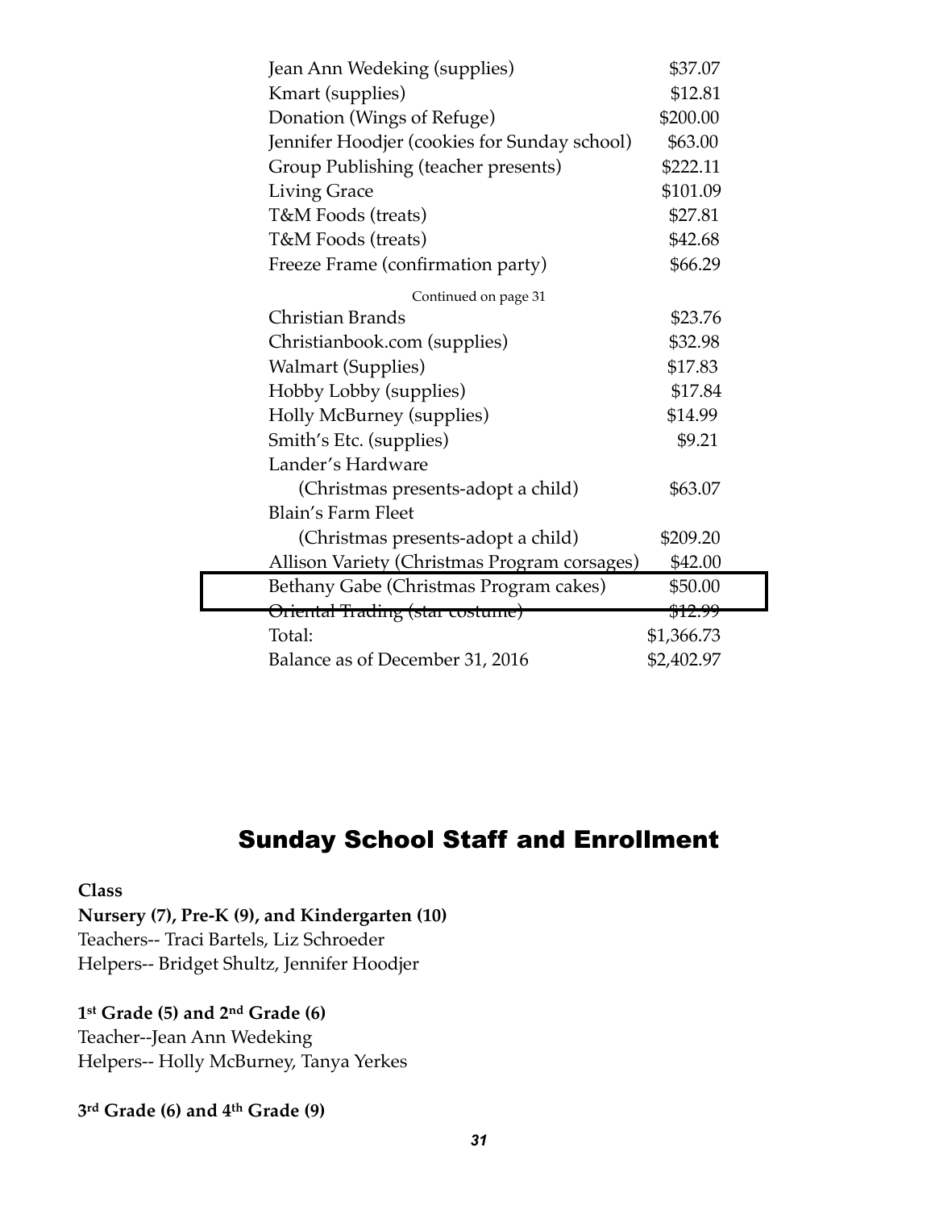| | |
|---|---|
| Jean Ann Wedeking (supplies) | $37.07 |
| Kmart (supplies) | $12.81 |
| Donation (Wings of Refuge) | $200.00 |
| Jennifer Hoodjer (cookies for Sunday school) | $63.00 |
| Group Publishing (teacher presents) | $222.11 |
| Living Grace | $101.09 |
| T&M Foods (treats) | $27.81 |
| T&M Foods (treats) | $42.68 |
| Freeze Frame (confirmation party) | $66.29 |
| Christian Brands | $23.76 |
| Christianbook.com (supplies) | $32.98 |
| Walmart (Supplies) | $17.83 |
| Hobby Lobby (supplies) | $17.84 |
| Holly McBurney (supplies) | $14.99 |
| Smith's Etc. (supplies) | $9.21 |
| Lander's Hardware (Christmas presents-adopt a child) | $63.07 |
| Blain's Farm Fleet (Christmas presents-adopt a child) | $209.20 |
| Allison Variety (Christmas Program corsages) | $42.00 |
| Bethany Gabe (Christmas Program cakes) | $50.00 |
| Oriental Trading (star costume) | $12.99 |
| Total: | $1,366.73 |
| Balance as of December 31, 2016 | $2,402.97 |

## Sunday School Staff and Enrollment

**Class**

**Nursery (7), Pre-K (9), and Kindergarten (10)**
Teachers-- Traci Bartels, Liz Schroeder
Helpers-- Bridget Shultz, Jennifer Hoodjer

**1st Grade (5) and 2nd Grade (6)**
Teacher--Jean Ann Wedeking
Helpers-- Holly McBurney, Tanya Yerkes

**3rd Grade (6) and 4th Grade (9)**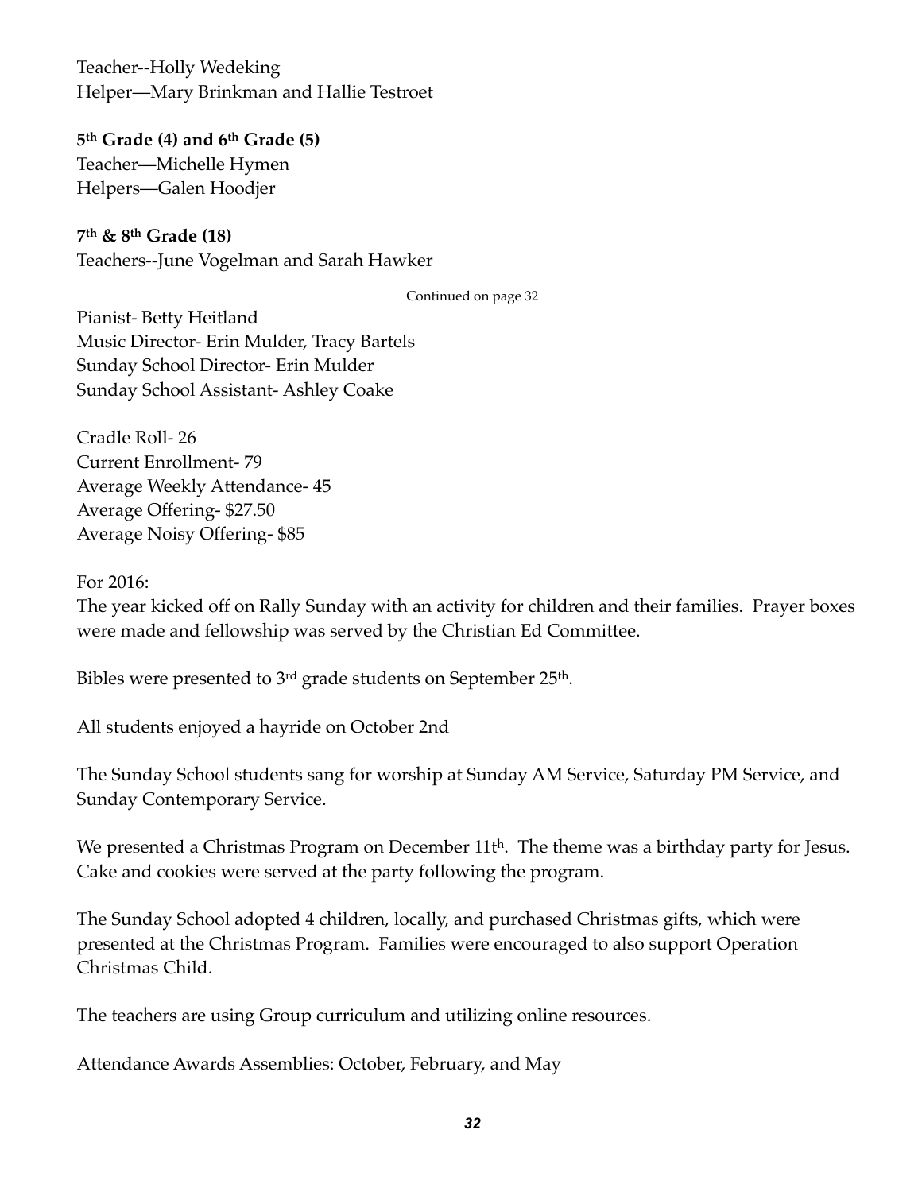Teacher--Holly Wedeking
Helper—Mary Brinkman and Hallie Testroet

**5th Grade (4) and 6th Grade (5)**
Teacher—Michelle Hymen
Helpers—Galen Hoodjer

**7th & 8th Grade (18)**
Teachers--June Vogelman and Sarah Hawker

Continued on page 32

Pianist- Betty Heitland
Music Director- Erin Mulder, Tracy Bartels
Sunday School Director- Erin Mulder
Sunday School Assistant- Ashley Coake

Cradle Roll- 26
Current Enrollment- 79
Average Weekly Attendance- 45
Average Offering- $27.50
Average Noisy Offering- $85

For 2016:
The year kicked off on Rally Sunday with an activity for children and their families. Prayer boxes were made and fellowship was served by the Christian Ed Committee.

Bibles were presented to 3rd grade students on September 25th.

All students enjoyed a hayride on October 2nd

The Sunday School students sang for worship at Sunday AM Service, Saturday PM Service, and Sunday Contemporary Service.

We presented a Christmas Program on December 11th. The theme was a birthday party for Jesus. Cake and cookies were served at the party following the program.

The Sunday School adopted 4 children, locally, and purchased Christmas gifts, which were presented at the Christmas Program. Families were encouraged to also support Operation Christmas Child.

The teachers are using Group curriculum and utilizing online resources.

Attendance Awards Assemblies: October, February, and May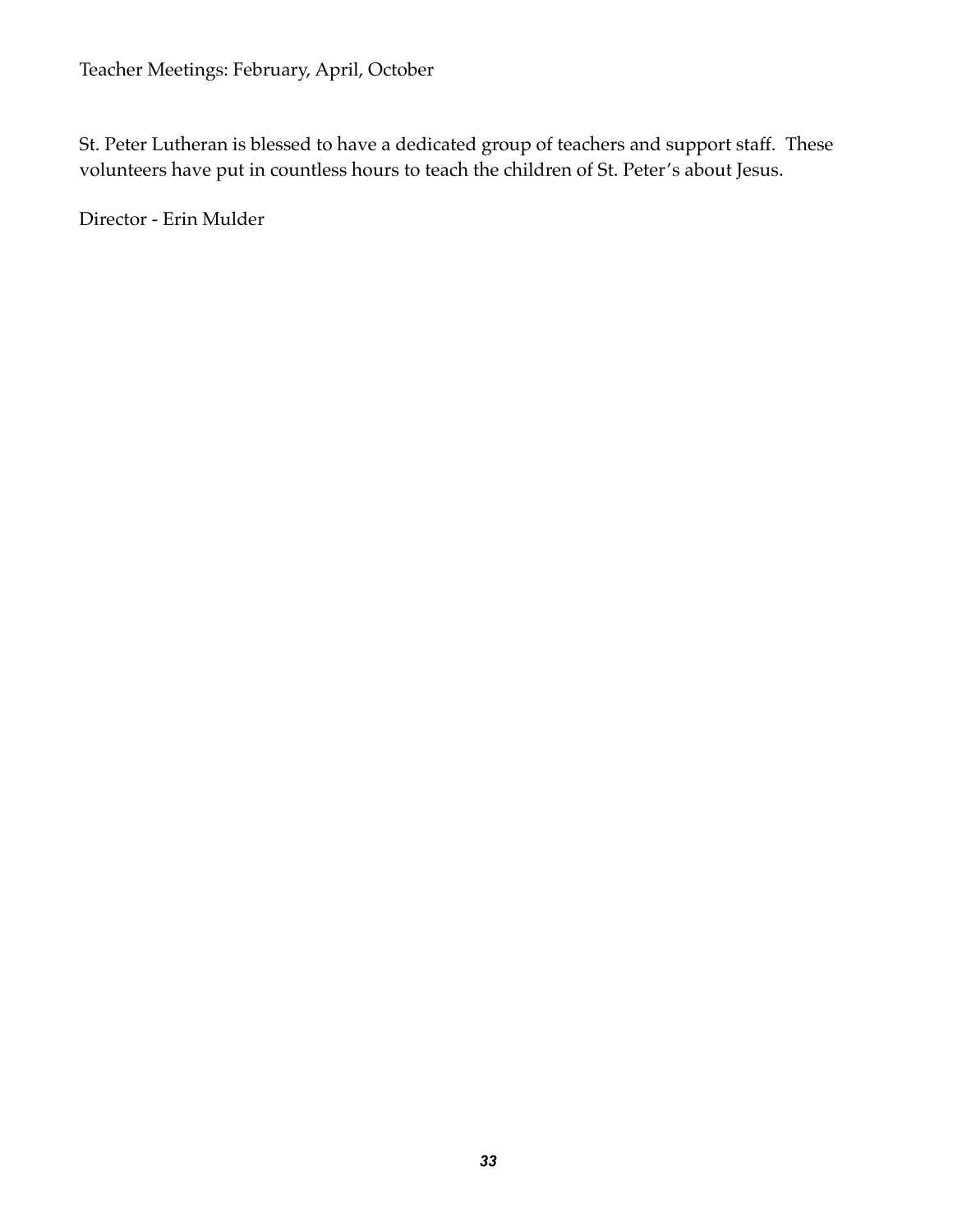Teacher Meetings: February, April, October

St. Peter Lutheran is blessed to have a dedicated group of teachers and support staff. These volunteers have put in countless hours to teach the children of St. Peter's about Jesus.

Director - Erin Mulder